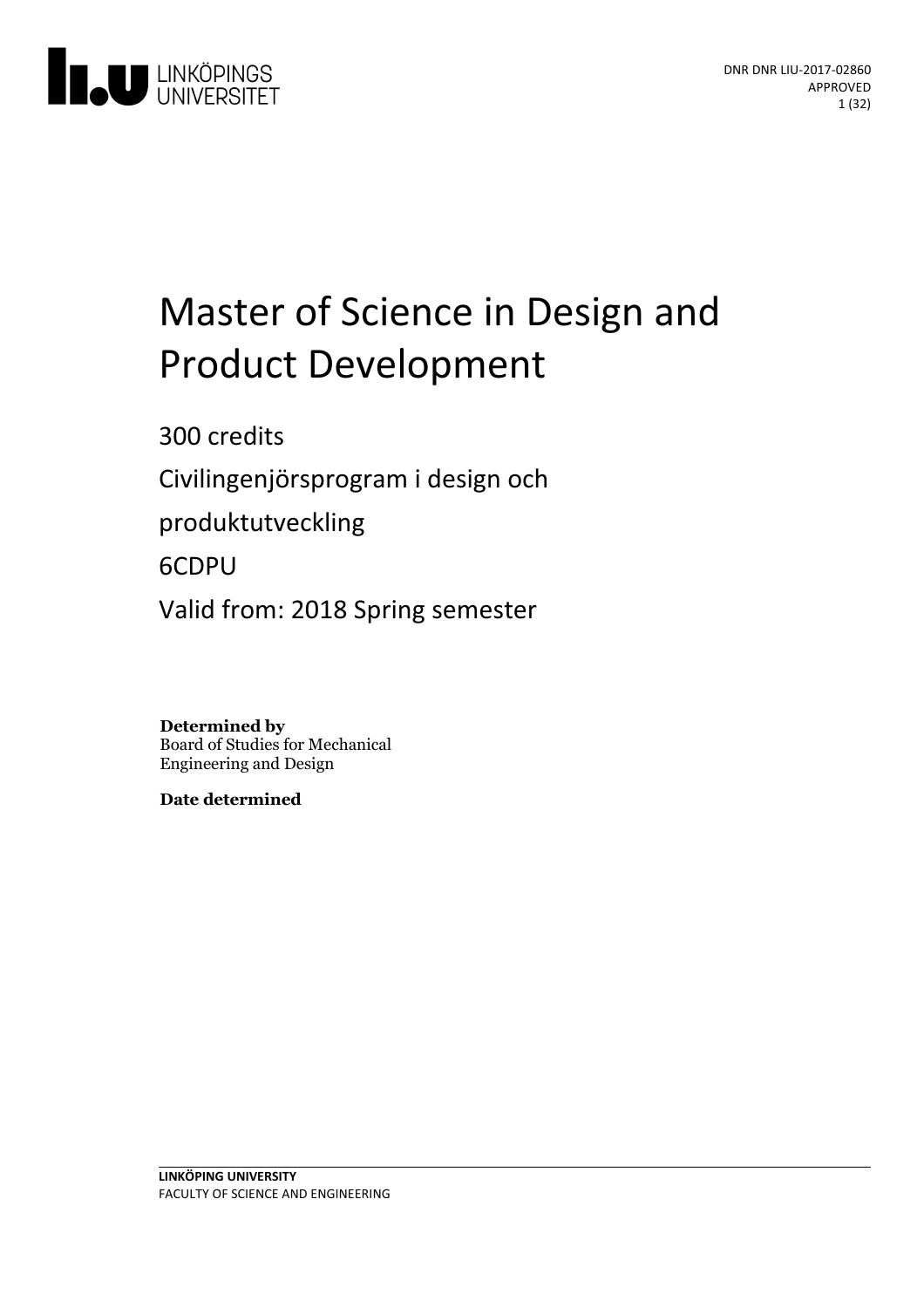# Master of Science in Design and Product Development

300 credits

Civilingenjörsprogram i design och produktutveckling

6CDPU

Valid from: 2018 Spring semester

DNR DNR LIU-2017-02860

APPROVED

**Determined by**
Board of Studies for Mechanical Engineering and Design

**Date determined**

**LINKÖPING UNIVERSITY**
FACULTY OF SCIENCE AND ENGINEERING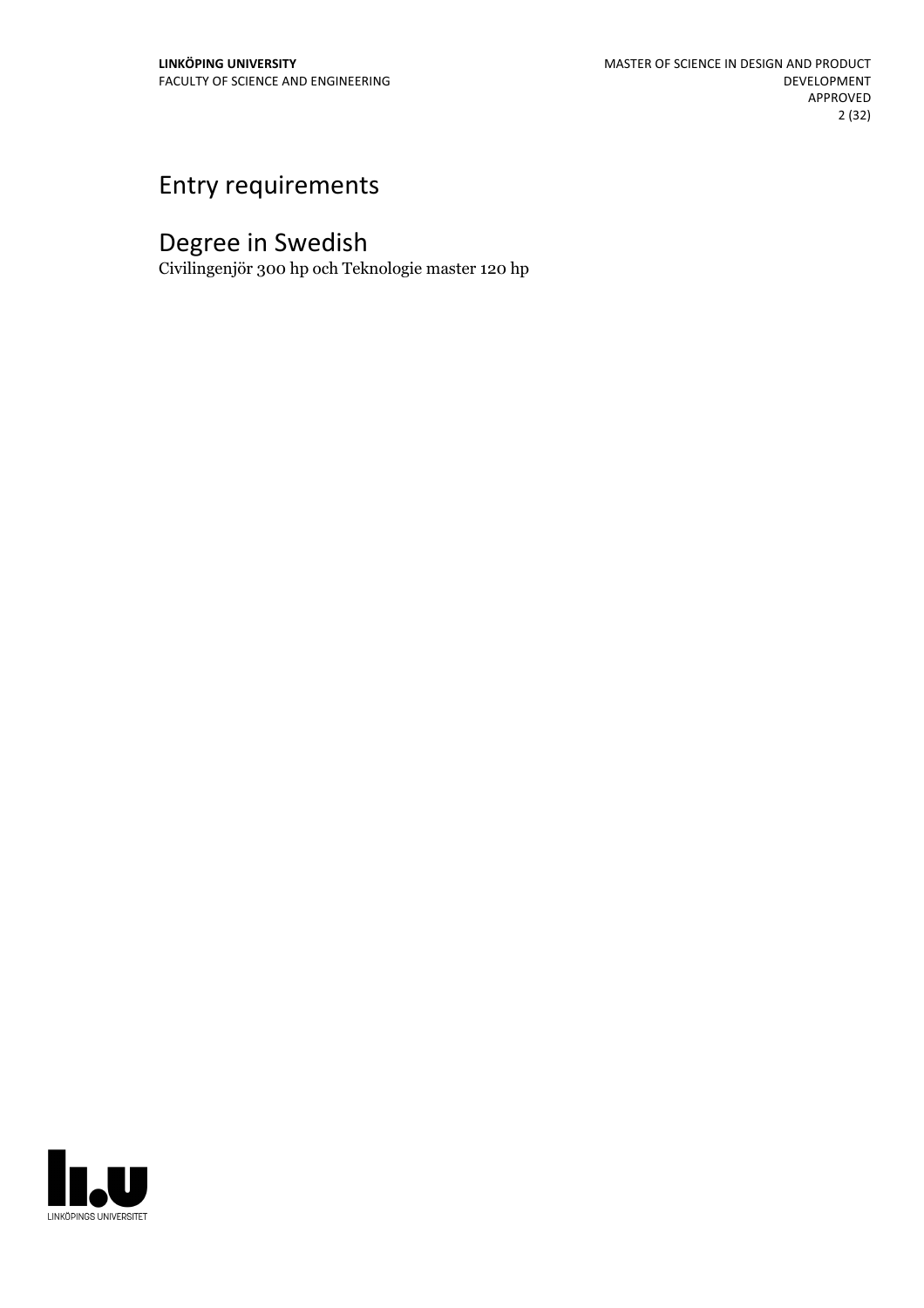# Entry requirements

# Degree in Swedish

Civilingenjör 300 hp och Teknologie master 120 hp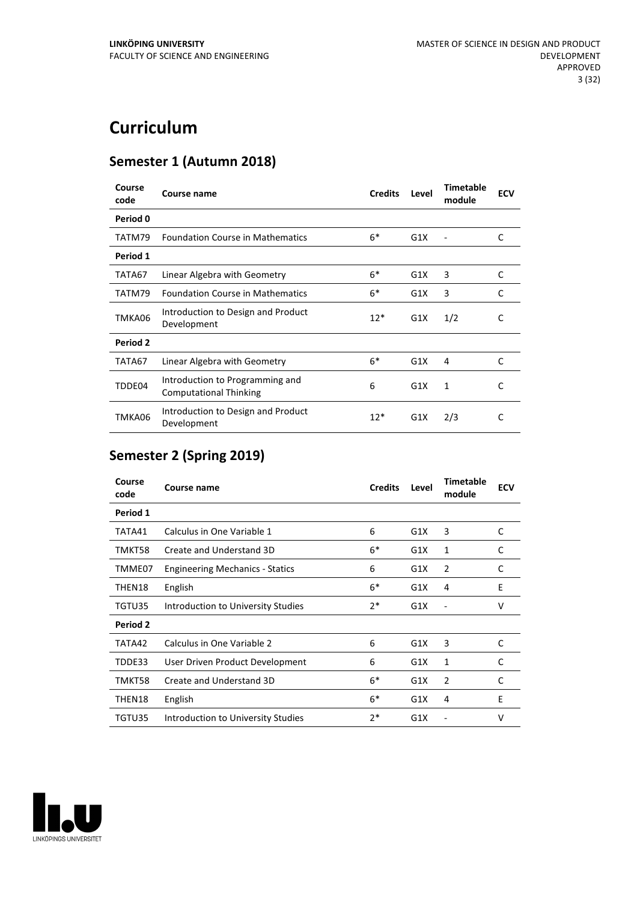# Curriculum

## Semester 1 (Autumn 2018)

| Course code | Course name | Credits | Level | Timetable module | ECV |
|---|---|---|---|---|---|
| **Period 0** | | | | | |
| TATM79 | Foundation Course in Mathematics | 6* | G1X | - | C |
| **Period 1** | | | | | |
| TATA67 | Linear Algebra with Geometry | 6* | G1X | 3 | C |
| TATM79 | Foundation Course in Mathematics | 6* | G1X | 3 | C |
| TMKA06 | Introduction to Design and Product Development | 12* | G1X | 1/2 | C |
| **Period 2** | | | | | |
| TATA67 | Linear Algebra with Geometry | 6* | G1X | 4 | C |
| TDDE04 | Introduction to Programming and Computational Thinking | 6 | G1X | 1 | C |
| TMKA06 | Introduction to Design and Product Development | 12* | G1X | 2/3 | C |

## Semester 2 (Spring 2019)

| Course code | Course name | Credits | Level | Timetable module | ECV |
|---|---|---|---|---|---|
| **Period 1** | | | | | |
| TATA41 | Calculus in One Variable 1 | 6 | G1X | 3 | C |
| TMKT58 | Create and Understand 3D | 6* | G1X | 1 | C |
| TMME07 | Engineering Mechanics - Statics | 6 | G1X | 2 | C |
| THEN18 | English | 6* | G1X | 4 | E |
| TGTU35 | Introduction to University Studies | 2* | G1X | - | V |
| **Period 2** | | | | | |
| TATA42 | Calculus in One Variable 2 | 6 | G1X | 3 | C |
| TDDE33 | User Driven Product Development | 6 | G1X | 1 | C |
| TMKT58 | Create and Understand 3D | 6* | G1X | 2 | C |
| THEN18 | English | 6* | G1X | 4 | E |
| TGTU35 | Introduction to University Studies | 2* | G1X | - | V |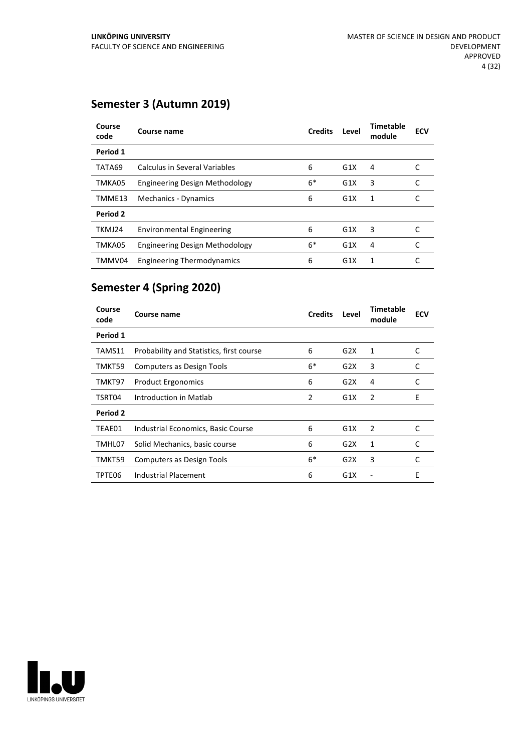## Semester 3 (Autumn 2019)

| Course code | Course name | Credits | Level | Timetable module | ECV |
|---|---|---|---|---|---|
| **Period 1** | | | | | |
| TATA69 | Calculus in Several Variables | 6 | G1X | 4 | C |
| TMKA05 | Engineering Design Methodology | 6* | G1X | 3 | C |
| TMME13 | Mechanics - Dynamics | 6 | G1X | 1 | C |
| **Period 2** | | | | | |
| TKMJ24 | Environmental Engineering | 6 | G1X | 3 | C |
| TMKA05 | Engineering Design Methodology | 6* | G1X | 4 | C |
| TMMV04 | Engineering Thermodynamics | 6 | G1X | 1 | C |

## Semester 4 (Spring 2020)

| Course code | Course name | Credits | Level | Timetable module | ECV |
|---|---|---|---|---|---|
| **Period 1** | | | | | |
| TAMS11 | Probability and Statistics, first course | 6 | G2X | 1 | C |
| TMKT59 | Computers as Design Tools | 6* | G2X | 3 | C |
| TMKT97 | Product Ergonomics | 6 | G2X | 4 | C |
| TSRT04 | Introduction in Matlab | 2 | G1X | 2 | E |
| **Period 2** | | | | | |
| TEAE01 | Industrial Economics, Basic Course | 6 | G1X | 2 | C |
| TMHL07 | Solid Mechanics, basic course | 6 | G2X | 1 | C |
| TMKT59 | Computers as Design Tools | 6* | G2X | 3 | C |
| TPTE06 | Industrial Placement | 6 | G1X | - | E |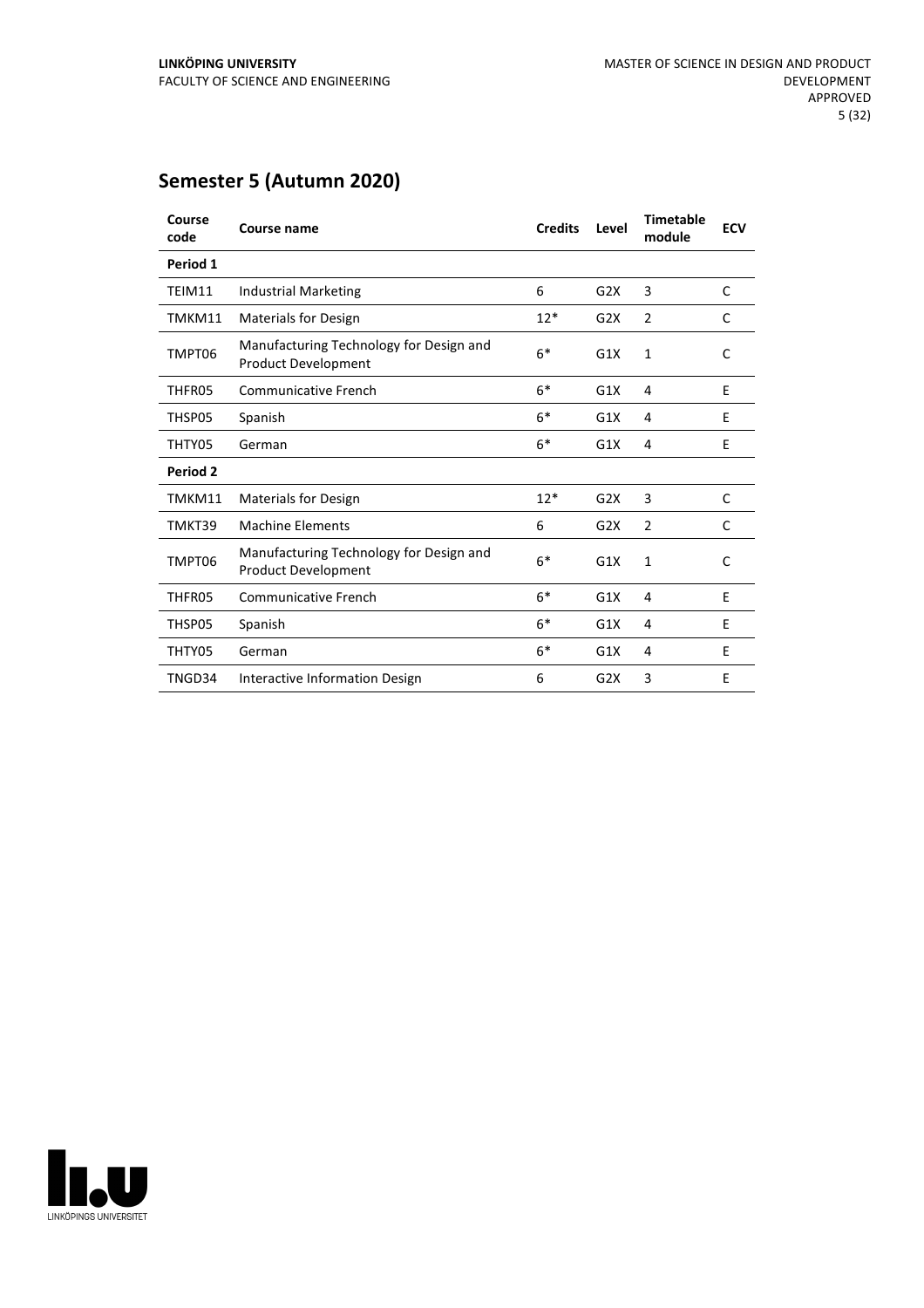## Semester 5 (Autumn 2020)

| Course code | Course name | Credits | Level | Timetable module | ECV |
|---|---|---|---|---|---|
| **Period 1** | | | | | |
| TEIM11 | Industrial Marketing | 6 | G2X | 3 | C |
| TMKM11 | Materials for Design | 12* | G2X | 2 | C |
| TMPT06 | Manufacturing Technology for Design and Product Development | 6* | G1X | 1 | C |
| THFR05 | Communicative French | 6* | G1X | 4 | E |
| THSP05 | Spanish | 6* | G1X | 4 | E |
| THTY05 | German | 6* | G1X | 4 | E |
| **Period 2** | | | | | |
| TMKM11 | Materials for Design | 12* | G2X | 3 | C |
| TMKT39 | Machine Elements | 6 | G2X | 2 | C |
| TMPT06 | Manufacturing Technology for Design and Product Development | 6* | G1X | 1 | C |
| THFR05 | Communicative French | 6* | G1X | 4 | E |
| THSP05 | Spanish | 6* | G1X | 4 | E |
| THTY05 | German | 6* | G1X | 4 | E |
| TNGD34 | Interactive Information Design | 6 | G2X | 3 | E |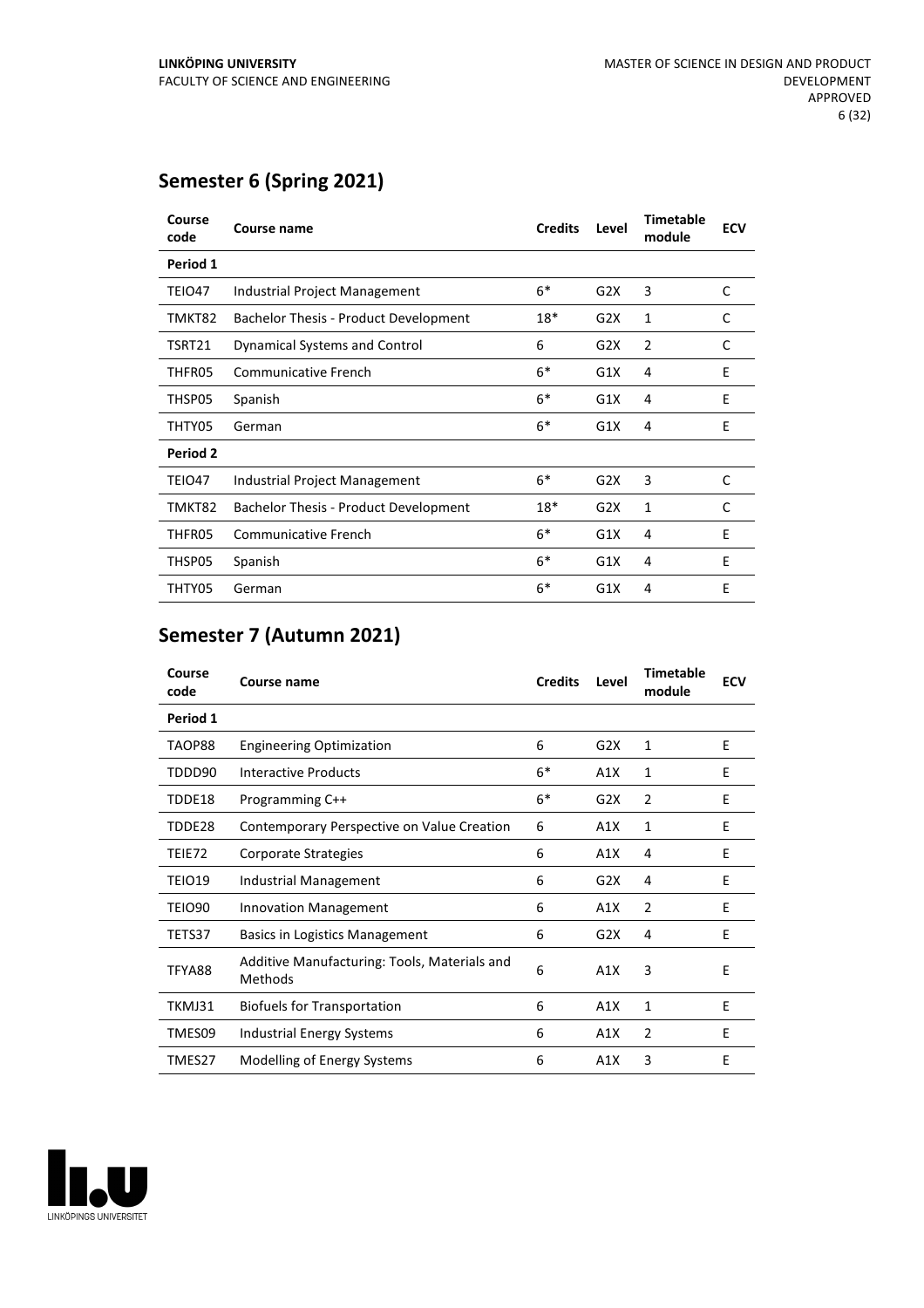## Semester 6 (Spring 2021)

| Course code | Course name | Credits | Level | Timetable module | ECV |
|---|---|---|---|---|---|
| **Period 1** | | | | | |
| TEIO47 | Industrial Project Management | 6* | G2X | 3 | C |
| TMKT82 | Bachelor Thesis - Product Development | 18* | G2X | 1 | C |
| TSRT21 | Dynamical Systems and Control | 6 | G2X | 2 | C |
| THFR05 | Communicative French | 6* | G1X | 4 | E |
| THSP05 | Spanish | 6* | G1X | 4 | E |
| THTY05 | German | 6* | G1X | 4 | E |
| **Period 2** | | | | | |
| TEIO47 | Industrial Project Management | 6* | G2X | 3 | C |
| TMKT82 | Bachelor Thesis - Product Development | 18* | G2X | 1 | C |
| THFR05 | Communicative French | 6* | G1X | 4 | E |
| THSP05 | Spanish | 6* | G1X | 4 | E |
| THTY05 | German | 6* | G1X | 4 | E |

## Semester 7 (Autumn 2021)

| Course code | Course name | Credits | Level | Timetable module | ECV |
|---|---|---|---|---|---|
| **Period 1** | | | | | |
| TAOP88 | Engineering Optimization | 6 | G2X | 1 | E |
| TDDD90 | Interactive Products | 6* | A1X | 1 | E |
| TDDE18 | Programming C++ | 6* | G2X | 2 | E |
| TDDE28 | Contemporary Perspective on Value Creation | 6 | A1X | 1 | E |
| TEIE72 | Corporate Strategies | 6 | A1X | 4 | E |
| TEIO19 | Industrial Management | 6 | G2X | 4 | E |
| TEIO90 | Innovation Management | 6 | A1X | 2 | E |
| TETS37 | Basics in Logistics Management | 6 | G2X | 4 | E |
| TFYA88 | Additive Manufacturing: Tools, Materials and Methods | 6 | A1X | 3 | E |
| TKMJ31 | Biofuels for Transportation | 6 | A1X | 1 | E |
| TMES09 | Industrial Energy Systems | 6 | A1X | 2 | E |
| TMES27 | Modelling of Energy Systems | 6 | A1X | 3 | E |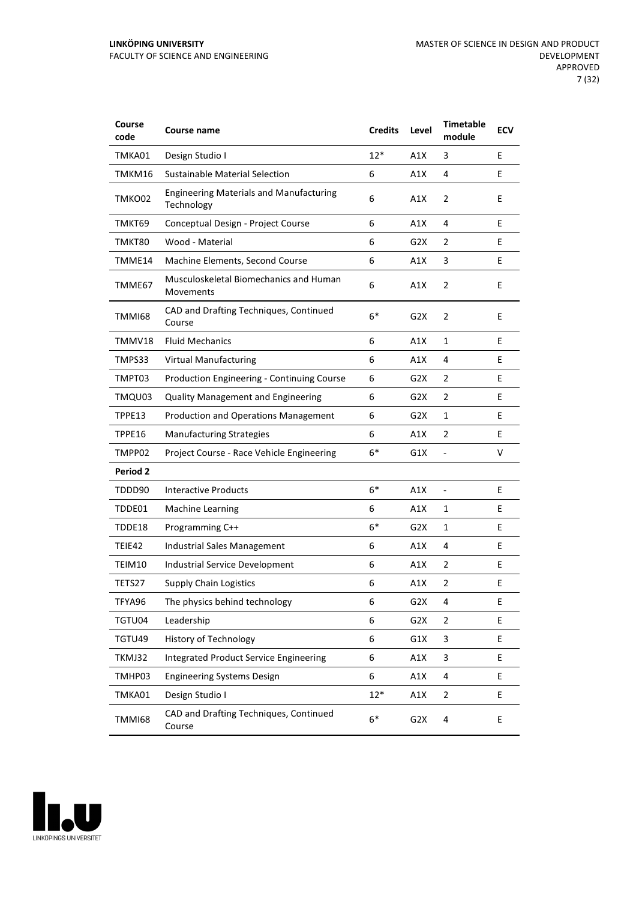| Course code | Course name | Credits | Level | Timetable module | ECV |
|---|---|---|---|---|---|
| TMKA01 | Design Studio I | 12* | A1X | 3 | E |
| TMKM16 | Sustainable Material Selection | 6 | A1X | 4 | E |
| TMKO02 | Engineering Materials and Manufacturing Technology | 6 | A1X | 2 | E |
| TMKT69 | Conceptual Design - Project Course | 6 | A1X | 4 | E |
| TMKT80 | Wood - Material | 6 | G2X | 2 | E |
| TMME14 | Machine Elements, Second Course | 6 | A1X | 3 | E |
| TMME67 | Musculoskeletal Biomechanics and Human Movements | 6 | A1X | 2 | E |
| TMMI68 | CAD and Drafting Techniques, Continued Course | 6* | G2X | 2 | E |
| TMMV18 | Fluid Mechanics | 6 | A1X | 1 | E |
| TMPS33 | Virtual Manufacturing | 6 | A1X | 4 | E |
| TMPT03 | Production Engineering - Continuing Course | 6 | G2X | 2 | E |
| TMQU03 | Quality Management and Engineering | 6 | G2X | 2 | E |
| TPPE13 | Production and Operations Management | 6 | G2X | 1 | E |
| TPPE16 | Manufacturing Strategies | 6 | A1X | 2 | E |
| TMPP02 | Project Course - Race Vehicle Engineering | 6* | G1X | - | V |
| **Period 2** | | | | | |
| TDDD90 | Interactive Products | 6* | A1X | - | E |
| TDDE01 | Machine Learning | 6 | A1X | 1 | E |
| TDDE18 | Programming C++ | 6* | G2X | 1 | E |
| TEIE42 | Industrial Sales Management | 6 | A1X | 4 | E |
| TEIM10 | Industrial Service Development | 6 | A1X | 2 | E |
| TETS27 | Supply Chain Logistics | 6 | A1X | 2 | E |
| TFYA96 | The physics behind technology | 6 | G2X | 4 | E |
| TGTU04 | Leadership | 6 | G2X | 2 | E |
| TGTU49 | History of Technology | 6 | G1X | 3 | E |
| TKMJ32 | Integrated Product Service Engineering | 6 | A1X | 3 | E |
| TMHP03 | Engineering Systems Design | 6 | A1X | 4 | E |
| TMKA01 | Design Studio I | 12* | A1X | 2 | E |
| TMMI68 | CAD and Drafting Techniques, Continued Course | 6* | G2X | 4 | E |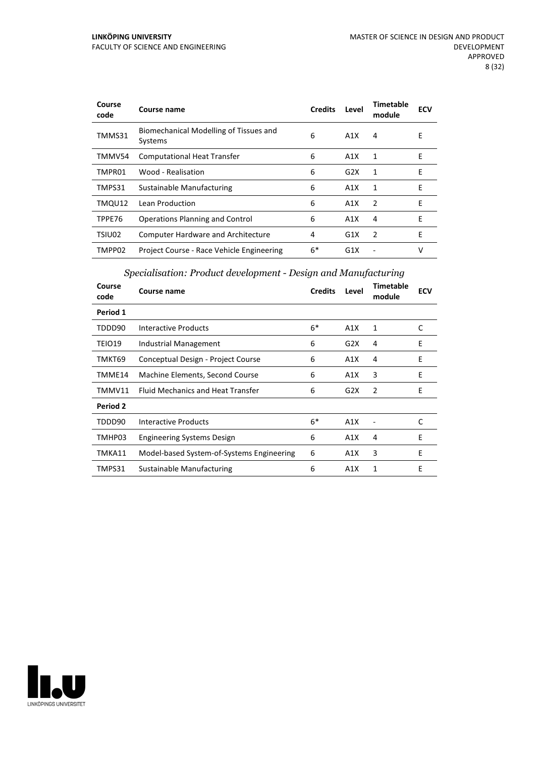| Course code | Course name | Credits | Level | Timetable module | ECV |
|---|---|---|---|---|---|
| TMMS31 | Biomechanical Modelling of Tissues and Systems | 6 | A1X | 4 | E |
| TMMV54 | Computational Heat Transfer | 6 | A1X | 1 | E |
| TMPR01 | Wood - Realisation | 6 | G2X | 1 | E |
| TMPS31 | Sustainable Manufacturing | 6 | A1X | 1 | E |
| TMQU12 | Lean Production | 6 | A1X | 2 | E |
| TPPE76 | Operations Planning and Control | 6 | A1X | 4 | E |
| TSIU02 | Computer Hardware and Architecture | 4 | G1X | 2 | E |
| TMPP02 | Project Course - Race Vehicle Engineering | 6* | G1X | - | V |

*Specialisation: Product development - Design and Manufacturing*

| Course code | Course name | Credits | Level | Timetable module | ECV |
|---|---|---|---|---|---|
| **Period 1** | | | | | |
| TDDD90 | Interactive Products | 6* | A1X | 1 | C |
| TEIO19 | Industrial Management | 6 | G2X | 4 | E |
| TMKT69 | Conceptual Design - Project Course | 6 | A1X | 4 | E |
| TMME14 | Machine Elements, Second Course | 6 | A1X | 3 | E |
| TMMV11 | Fluid Mechanics and Heat Transfer | 6 | G2X | 2 | E |
| **Period 2** | | | | | |
| TDDD90 | Interactive Products | 6* | A1X | - | C |
| TMHP03 | Engineering Systems Design | 6 | A1X | 4 | E |
| TMKA11 | Model-based System-of-Systems Engineering | 6 | A1X | 3 | E |
| TMPS31 | Sustainable Manufacturing | 6 | A1X | 1 | E |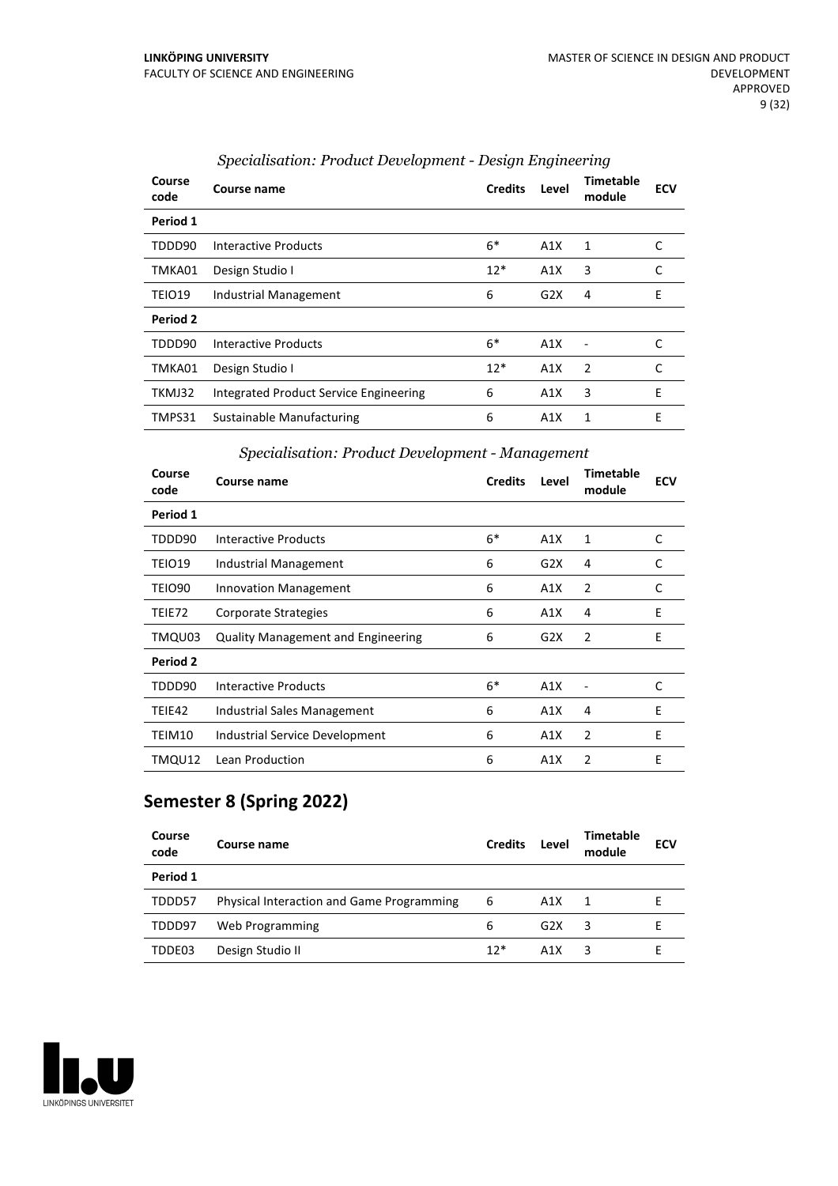### *Specialisation: Product Development - Design Engineering*

| Course code | Course name | Credits | Level | Timetable module | ECV |
|---|---|---|---|---|---|
| **Period 1** | | | | | |
| TDDD90 | Interactive Products | 6* | A1X | 1 | C |
| TMKA01 | Design Studio I | 12* | A1X | 3 | C |
| TEIO19 | Industrial Management | 6 | G2X | 4 | E |
| **Period 2** | | | | | |
| TDDD90 | Interactive Products | 6* | A1X | - | C |
| TMKA01 | Design Studio I | 12* | A1X | 2 | C |
| TKMJ32 | Integrated Product Service Engineering | 6 | A1X | 3 | E |
| TMPS31 | Sustainable Manufacturing | 6 | A1X | 1 | E |

### *Specialisation: Product Development - Management*

| Course code | Course name | Credits | Level | Timetable module | ECV |
|---|---|---|---|---|---|
| **Period 1** | | | | | |
| TDDD90 | Interactive Products | 6* | A1X | 1 | C |
| TEIO19 | Industrial Management | 6 | G2X | 4 | C |
| TEIO90 | Innovation Management | 6 | A1X | 2 | C |
| TEIE72 | Corporate Strategies | 6 | A1X | 4 | E |
| TMQU03 | Quality Management and Engineering | 6 | G2X | 2 | E |
| **Period 2** | | | | | |
| TDDD90 | Interactive Products | 6* | A1X | - | C |
| TEIE42 | Industrial Sales Management | 6 | A1X | 4 | E |
| TEIM10 | Industrial Service Development | 6 | A1X | 2 | E |
| TMQU12 | Lean Production | 6 | A1X | 2 | E |

## Semester 8 (Spring 2022)

| Course code | Course name | Credits | Level | Timetable module | ECV |
|---|---|---|---|---|---|
| **Period 1** | | | | | |
| TDDD57 | Physical Interaction and Game Programming | 6 | A1X | 1 | E |
| TDDD97 | Web Programming | 6 | G2X | 3 | E |
| TDDE03 | Design Studio II | 12* | A1X | 3 | E |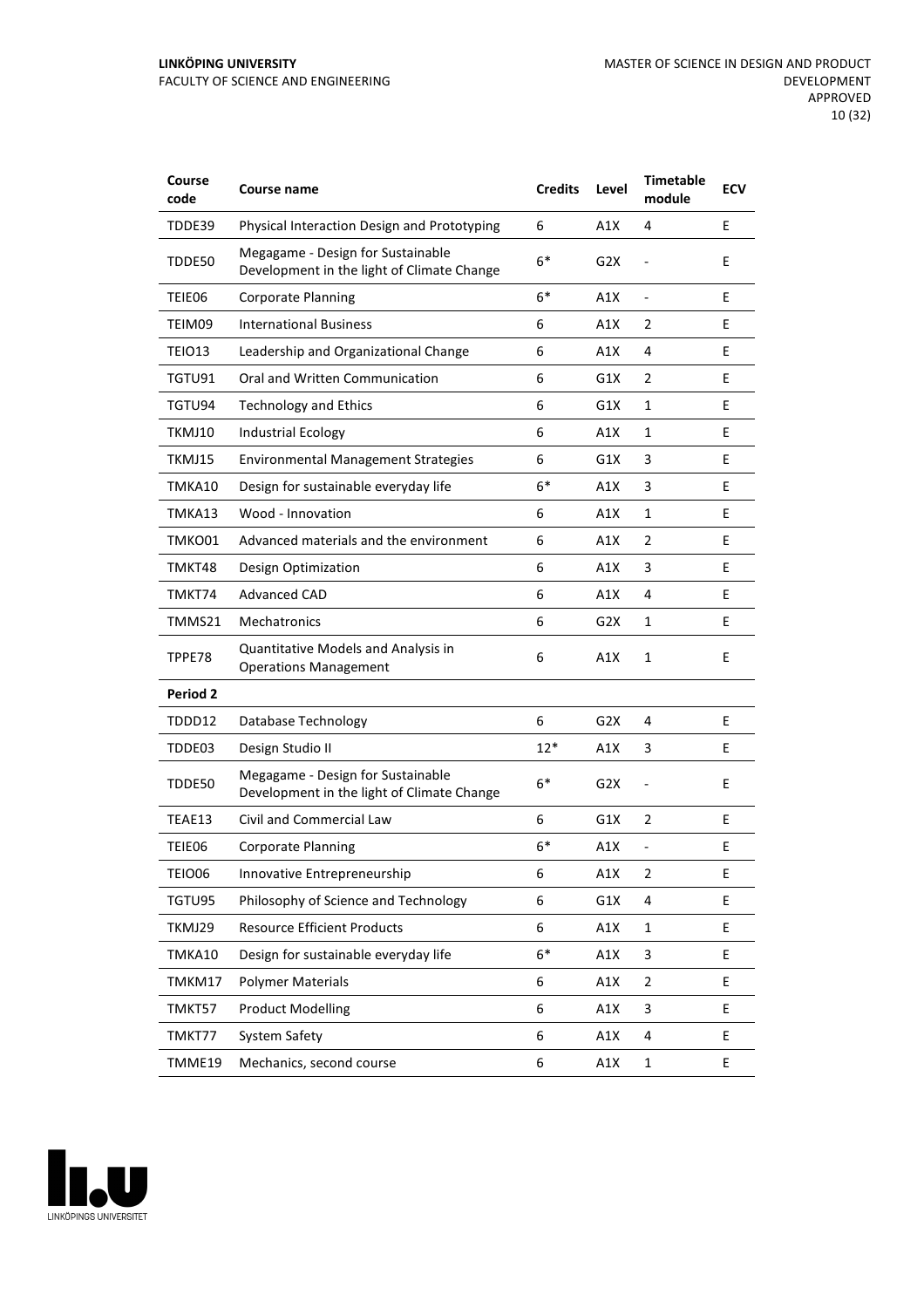| Course code | Course name | Credits | Level | Timetable module | ECV |
|---|---|---|---|---|---|
| TDDE39 | Physical Interaction Design and Prototyping | 6 | A1X | 4 | E |
| TDDE50 | Megagame - Design for Sustainable Development in the light of Climate Change | 6* | G2X | - | E |
| TEIE06 | Corporate Planning | 6* | A1X | - | E |
| TEIM09 | International Business | 6 | A1X | 2 | E |
| TEIO13 | Leadership and Organizational Change | 6 | A1X | 4 | E |
| TGTU91 | Oral and Written Communication | 6 | G1X | 2 | E |
| TGTU94 | Technology and Ethics | 6 | G1X | 1 | E |
| TKMJ10 | Industrial Ecology | 6 | A1X | 1 | E |
| TKMJ15 | Environmental Management Strategies | 6 | G1X | 3 | E |
| TMKA10 | Design for sustainable everyday life | 6* | A1X | 3 | E |
| TMKA13 | Wood - Innovation | 6 | A1X | 1 | E |
| TMKO01 | Advanced materials and the environment | 6 | A1X | 2 | E |
| TMKT48 | Design Optimization | 6 | A1X | 3 | E |
| TMKT74 | Advanced CAD | 6 | A1X | 4 | E |
| TMMS21 | Mechatronics | 6 | G2X | 1 | E |
| TPPE78 | Quantitative Models and Analysis in Operations Management | 6 | A1X | 1 | E |
| **Period 2** | | | | | |
| TDDD12 | Database Technology | 6 | G2X | 4 | E |
| TDDE03 | Design Studio II | 12* | A1X | 3 | E |
| TDDE50 | Megagame - Design for Sustainable Development in the light of Climate Change | 6* | G2X | - | E |
| TEAE13 | Civil and Commercial Law | 6 | G1X | 2 | E |
| TEIE06 | Corporate Planning | 6* | A1X | - | E |
| TEIO06 | Innovative Entrepreneurship | 6 | A1X | 2 | E |
| TGTU95 | Philosophy of Science and Technology | 6 | G1X | 4 | E |
| TKMJ29 | Resource Efficient Products | 6 | A1X | 1 | E |
| TMKA10 | Design for sustainable everyday life | 6* | A1X | 3 | E |
| TMKM17 | Polymer Materials | 6 | A1X | 2 | E |
| TMKT57 | Product Modelling | 6 | A1X | 3 | E |
| TMKT77 | System Safety | 6 | A1X | 4 | E |
| TMME19 | Mechanics, second course | 6 | A1X | 1 | E |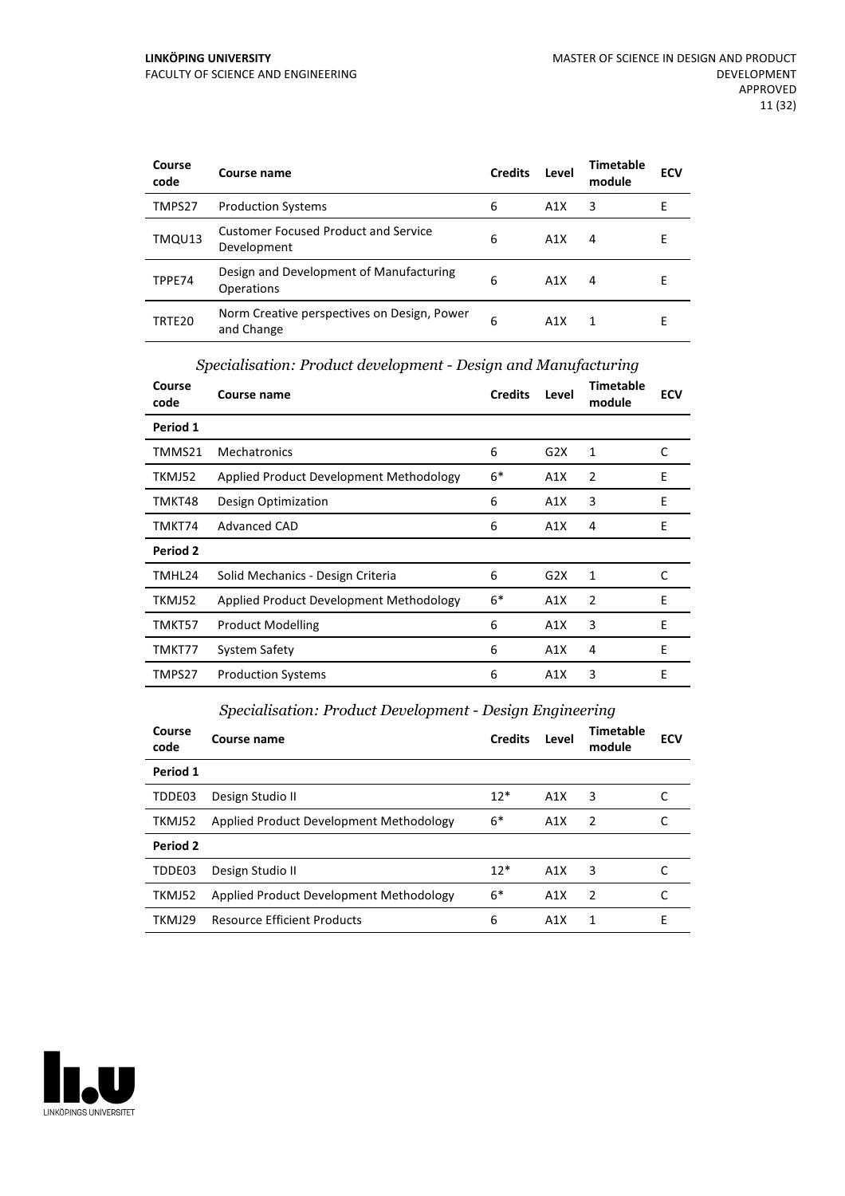| Course code | Course name | Credits | Level | Timetable module | ECV |
|---|---|---|---|---|---|
| TMPS27 | Production Systems | 6 | A1X | 3 | E |
| TMQU13 | Customer Focused Product and Service Development | 6 | A1X | 4 | E |
| TPPE74 | Design and Development of Manufacturing Operations | 6 | A1X | 4 | E |
| TRTE20 | Norm Creative perspectives on Design, Power and Change | 6 | A1X | 1 | E |

*Specialisation: Product development - Design and Manufacturing*

| Course code | Course name | Credits | Level | Timetable module | ECV |
|---|---|---|---|---|---|
| **Period 1** | | | | | |
| TMMS21 | Mechatronics | 6 | G2X | 1 | C |
| TKMJ52 | Applied Product Development Methodology | 6* | A1X | 2 | E |
| TMKT48 | Design Optimization | 6 | A1X | 3 | E |
| TMKT74 | Advanced CAD | 6 | A1X | 4 | E |
| **Period 2** | | | | | |
| TMHL24 | Solid Mechanics - Design Criteria | 6 | G2X | 1 | C |
| TKMJ52 | Applied Product Development Methodology | 6* | A1X | 2 | E |
| TMKT57 | Product Modelling | 6 | A1X | 3 | E |
| TMKT77 | System Safety | 6 | A1X | 4 | E |
| TMPS27 | Production Systems | 6 | A1X | 3 | E |

*Specialisation: Product Development - Design Engineering*

| Course code | Course name | Credits | Level | Timetable module | ECV |
|---|---|---|---|---|---|
| **Period 1** | | | | | |
| TDDE03 | Design Studio II | 12* | A1X | 3 | C |
| TKMJ52 | Applied Product Development Methodology | 6* | A1X | 2 | C |
| **Period 2** | | | | | |
| TDDE03 | Design Studio II | 12* | A1X | 3 | C |
| TKMJ52 | Applied Product Development Methodology | 6* | A1X | 2 | C |
| TKMJ29 | Resource Efficient Products | 6 | A1X | 1 | E |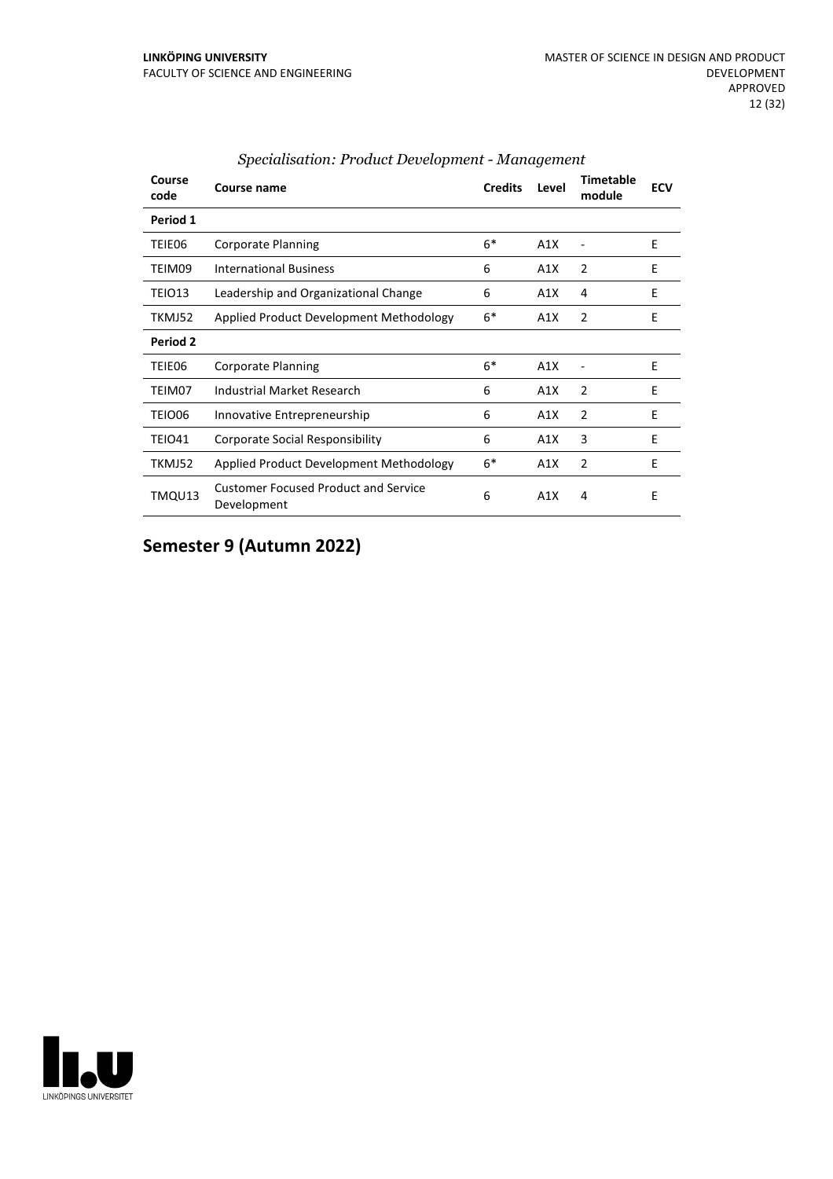*Specialisation: Product Development - Management*

| Course code | Course name | Credits | Level | Timetable module | ECV |
|---|---|---|---|---|---|
| **Period 1** | | | | | |
| TEIE06 | Corporate Planning | 6* | A1X | - | E |
| TEIM09 | International Business | 6 | A1X | 2 | E |
| TEIO13 | Leadership and Organizational Change | 6 | A1X | 4 | E |
| TKMJ52 | Applied Product Development Methodology | 6* | A1X | 2 | E |
| **Period 2** | | | | | |
| TEIE06 | Corporate Planning | 6* | A1X | - | E |
| TEIM07 | Industrial Market Research | 6 | A1X | 2 | E |
| TEIO06 | Innovative Entrepreneurship | 6 | A1X | 2 | E |
| TEIO41 | Corporate Social Responsibility | 6 | A1X | 3 | E |
| TKMJ52 | Applied Product Development Methodology | 6* | A1X | 2 | E |
| TMQU13 | Customer Focused Product and Service Development | 6 | A1X | 4 | E |

## Semester 9 (Autumn 2022)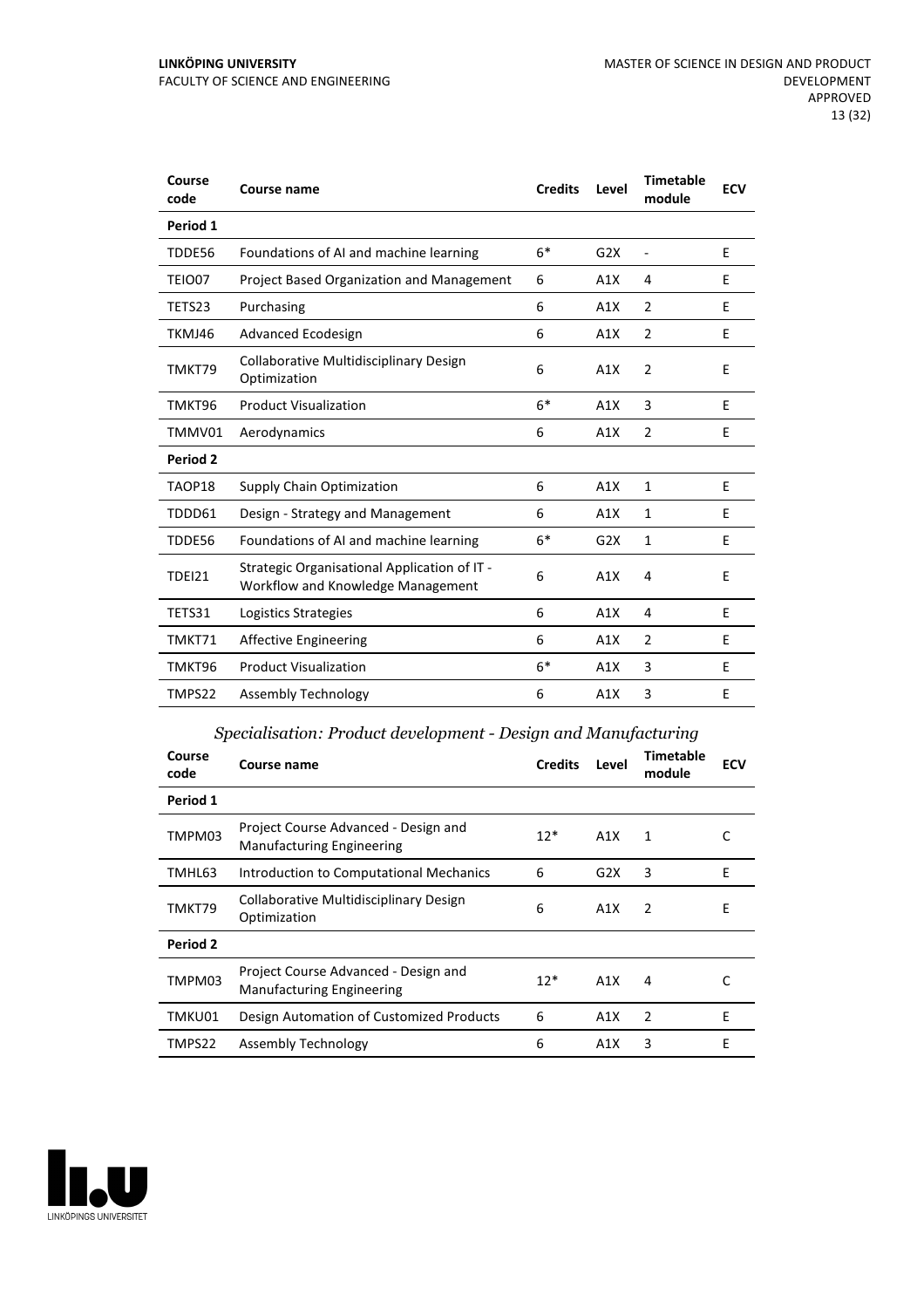| Course code | Course name | Credits | Level | Timetable module | ECV |
|---|---|---|---|---|---|
| **Period 1** | | | | | |
| TDDE56 | Foundations of AI and machine learning | 6* | G2X | - | E |
| TEIO07 | Project Based Organization and Management | 6 | A1X | 4 | E |
| TETS23 | Purchasing | 6 | A1X | 2 | E |
| TKMJ46 | Advanced Ecodesign | 6 | A1X | 2 | E |
| TMKT79 | Collaborative Multidisciplinary Design Optimization | 6 | A1X | 2 | E |
| TMKT96 | Product Visualization | 6* | A1X | 3 | E |
| TMMV01 | Aerodynamics | 6 | A1X | 2 | E |
| **Period 2** | | | | | |
| TAOP18 | Supply Chain Optimization | 6 | A1X | 1 | E |
| TDDD61 | Design - Strategy and Management | 6 | A1X | 1 | E |
| TDDE56 | Foundations of AI and machine learning | 6* | G2X | 1 | E |
| TDEI21 | Strategic Organisational Application of IT - Workflow and Knowledge Management | 6 | A1X | 4 | E |
| TETS31 | Logistics Strategies | 6 | A1X | 4 | E |
| TMKT71 | Affective Engineering | 6 | A1X | 2 | E |
| TMKT96 | Product Visualization | 6* | A1X | 3 | E |
| TMPS22 | Assembly Technology | 6 | A1X | 3 | E |

### *Specialisation: Product development - Design and Manufacturing*

| Course code | Course name | Credits | Level | Timetable module | ECV |
|---|---|---|---|---|---|
| **Period 1** | | | | | |
| TMPM03 | Project Course Advanced - Design and Manufacturing Engineering | 12* | A1X | 1 | C |
| TMHL63 | Introduction to Computational Mechanics | 6 | G2X | 3 | E |
| TMKT79 | Collaborative Multidisciplinary Design Optimization | 6 | A1X | 2 | E |
| **Period 2** | | | | | |
| TMPM03 | Project Course Advanced - Design and Manufacturing Engineering | 12* | A1X | 4 | C |
| TMKU01 | Design Automation of Customized Products | 6 | A1X | 2 | E |
| TMPS22 | Assembly Technology | 6 | A1X | 3 | E |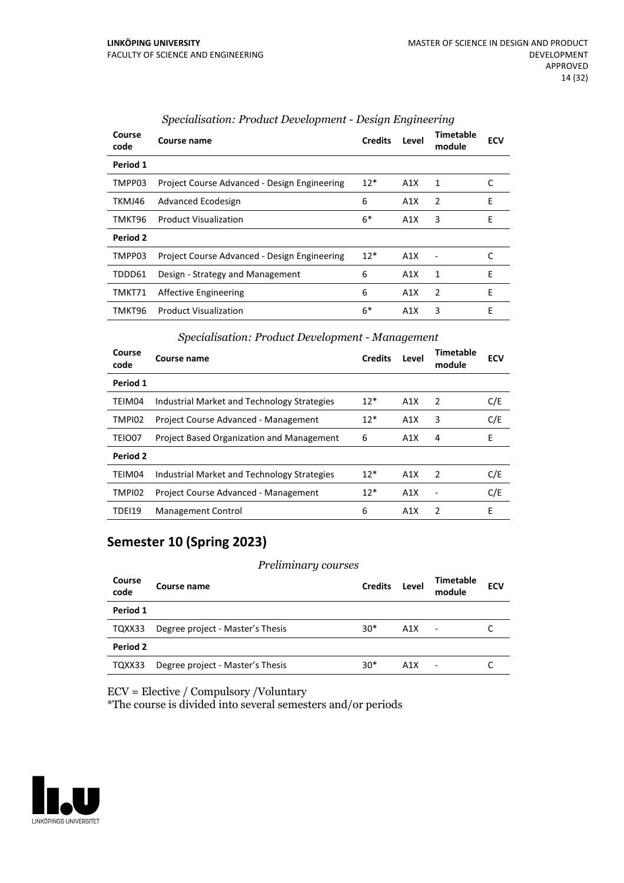*Specialisation: Product Development - Design Engineering*

| Course code | Course name | Credits | Level | Timetable module | ECV |
|---|---|---|---|---|---|
| **Period 1** | | | | | |
| TMPP03 | Project Course Advanced - Design Engineering | 12* | A1X | 1 | C |
| TKMJ46 | Advanced Ecodesign | 6 | A1X | 2 | E |
| TMKT96 | Product Visualization | 6* | A1X | 3 | E |
| **Period 2** | | | | | |
| TMPP03 | Project Course Advanced - Design Engineering | 12* | A1X | - | C |
| TDDD61 | Design - Strategy and Management | 6 | A1X | 1 | E |
| TMKT71 | Affective Engineering | 6 | A1X | 2 | E |
| TMKT96 | Product Visualization | 6* | A1X | 3 | E |

*Specialisation: Product Development - Management*

| Course code | Course name | Credits | Level | Timetable module | ECV |
|---|---|---|---|---|---|
| **Period 1** | | | | | |
| TEIM04 | Industrial Market and Technology Strategies | 12* | A1X | 2 | C/E |
| TMPI02 | Project Course Advanced - Management | 12* | A1X | 3 | C/E |
| TEIO07 | Project Based Organization and Management | 6 | A1X | 4 | E |
| **Period 2** | | | | | |
| TEIM04 | Industrial Market and Technology Strategies | 12* | A1X | 2 | C/E |
| TMPI02 | Project Course Advanced - Management | 12* | A1X | - | C/E |
| TDEI19 | Management Control | 6 | A1X | 2 | E |

## Semester 10 (Spring 2023)

*Preliminary courses*

| Course code | Course name | Credits | Level | Timetable module | ECV |
|---|---|---|---|---|---|
| **Period 1** | | | | | |
| TQXX33 | Degree project - Master's Thesis | 30* | A1X | - | C |
| **Period 2** | | | | | |
| TQXX33 | Degree project - Master's Thesis | 30* | A1X | - | C |

ECV = Elective / Compulsory /Voluntary
*The course is divided into several semesters and/or periods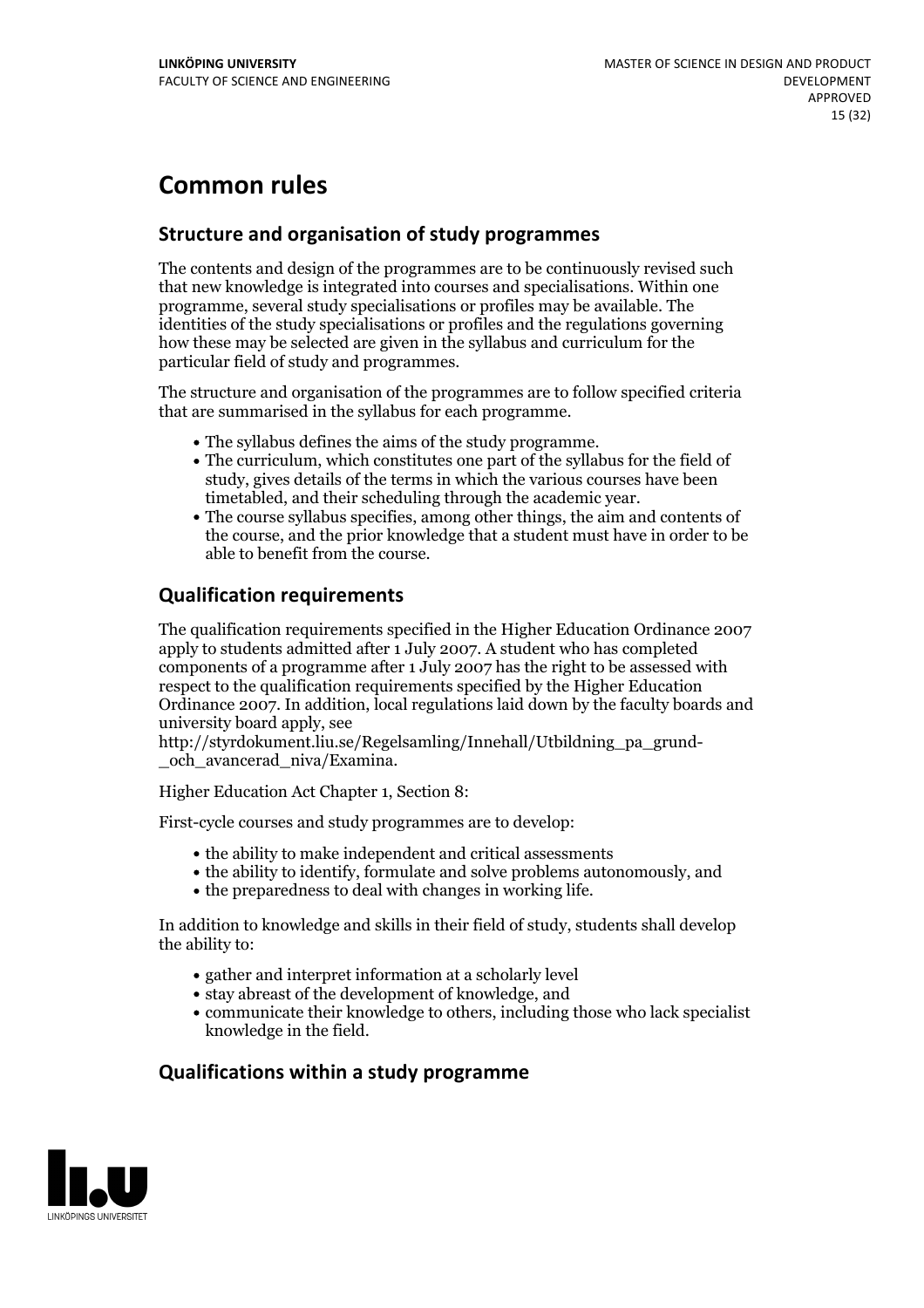# Common rules

## Structure and organisation of study programmes

The contents and design of the programmes are to be continuously revised such that new knowledge is integrated into courses and specialisations. Within one programme, several study specialisations or profiles may be available. The identities of the study specialisations or profiles and the regulations governing how these may be selected are given in the syllabus and curriculum for the particular field of study and programmes.

The structure and organisation of the programmes are to follow specified criteria that are summarised in the syllabus for each programme.

- The syllabus defines the aims of the study programme.
- The curriculum, which constitutes one part of the syllabus for the field of study, gives details of the terms in which the various courses have been timetabled, and their scheduling through the academic year.
- The course syllabus specifies, among other things, the aim and contents of the course, and the prior knowledge that a student must have in order to be able to benefit from the course.

## Qualification requirements

The qualification requirements specified in the Higher Education Ordinance 2007 apply to students admitted after 1 July 2007. A student who has completed components of a programme after 1 July 2007 has the right to be assessed with respect to the qualification requirements specified by the Higher Education Ordinance 2007. In addition, local regulations laid down by the faculty boards and university board apply, see
http://styrdokument.liu.se/Regelsamling/Innehall/Utbildning_pa_grund-_och_avancerad_niva/Examina.

Higher Education Act Chapter 1, Section 8:

First-cycle courses and study programmes are to develop:

- the ability to make independent and critical assessments
- the ability to identify, formulate and solve problems autonomously, and
- the preparedness to deal with changes in working life.

In addition to knowledge and skills in their field of study, students shall develop the ability to:

- gather and interpret information at a scholarly level
- stay abreast of the development of knowledge, and
- communicate their knowledge to others, including those who lack specialist knowledge in the field.

## Qualifications within a study programme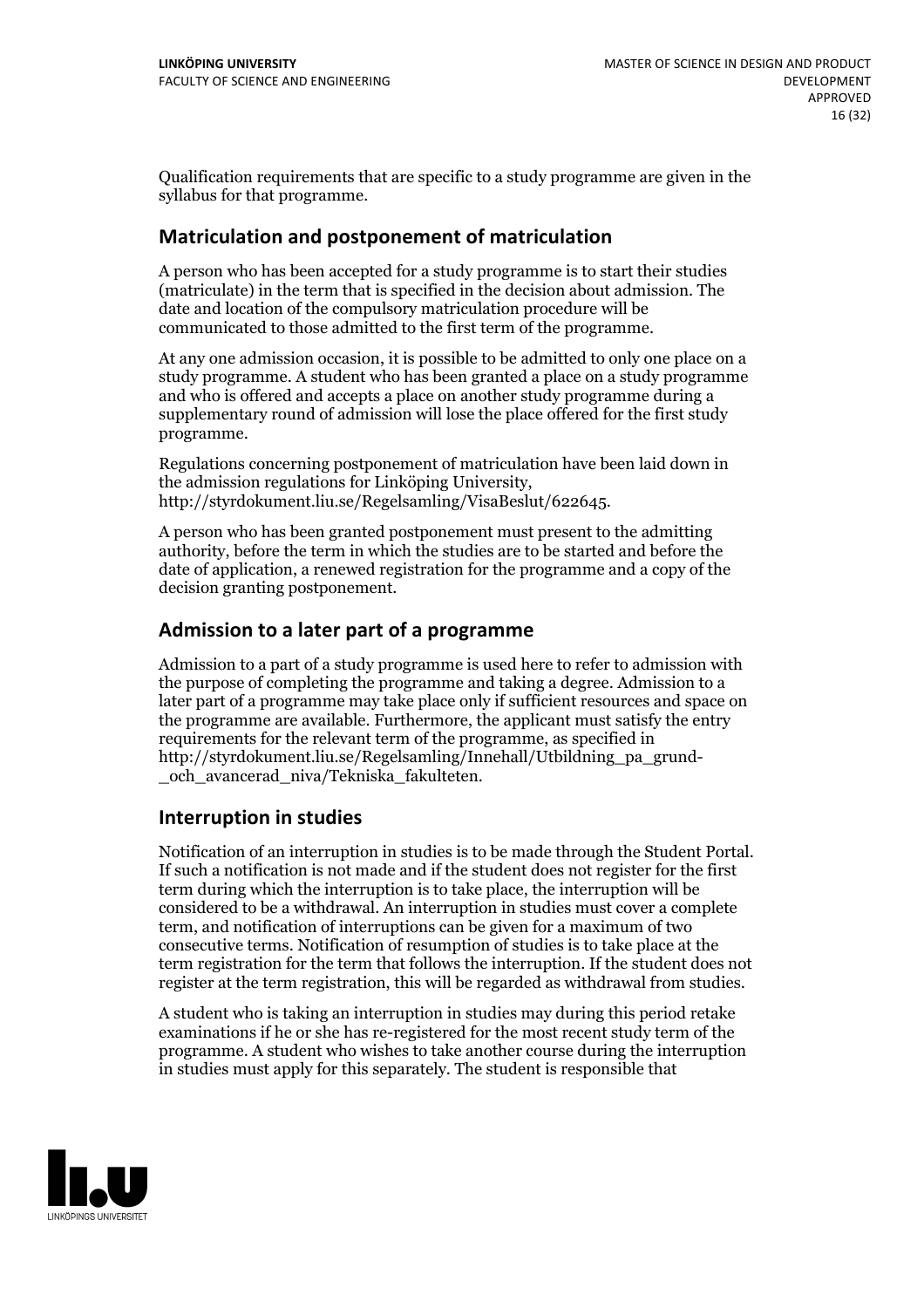Qualification requirements that are specific to a study programme are given in the syllabus for that programme.

## Matriculation and postponement of matriculation

A person who has been accepted for a study programme is to start their studies (matriculate) in the term that is specified in the decision about admission. The date and location of the compulsory matriculation procedure will be communicated to those admitted to the first term of the programme.

At any one admission occasion, it is possible to be admitted to only one place on a study programme. A student who has been granted a place on a study programme and who is offered and accepts a place on another study programme during a supplementary round of admission will lose the place offered for the first study programme.

Regulations concerning postponement of matriculation have been laid down in the admission regulations for Linköping University, http://styrdokument.liu.se/Regelsamling/VisaBeslut/622645.

A person who has been granted postponement must present to the admitting authority, before the term in which the studies are to be started and before the date of application, a renewed registration for the programme and a copy of the decision granting postponement.

## Admission to a later part of a programme

Admission to a part of a study programme is used here to refer to admission with the purpose of completing the programme and taking a degree. Admission to a later part of a programme may take place only if sufficient resources and space on the programme are available. Furthermore, the applicant must satisfy the entry requirements for the relevant term of the programme, as specified in http://styrdokument.liu.se/Regelsamling/Innehall/Utbildning_pa_grund-_och_avancerad_niva/Tekniska_fakulteten.

## Interruption in studies

Notification of an interruption in studies is to be made through the Student Portal. If such a notification is not made and if the student does not register for the first term during which the interruption is to take place, the interruption will be considered to be a withdrawal. An interruption in studies must cover a complete term, and notification of interruptions can be given for a maximum of two consecutive terms. Notification of resumption of studies is to take place at the term registration for the term that follows the interruption. If the student does not register at the term registration, this will be regarded as withdrawal from studies.

A student who is taking an interruption in studies may during this period retake examinations if he or she has re-registered for the most recent study term of the programme. A student who wishes to take another course during the interruption in studies must apply for this separately. The student is responsible that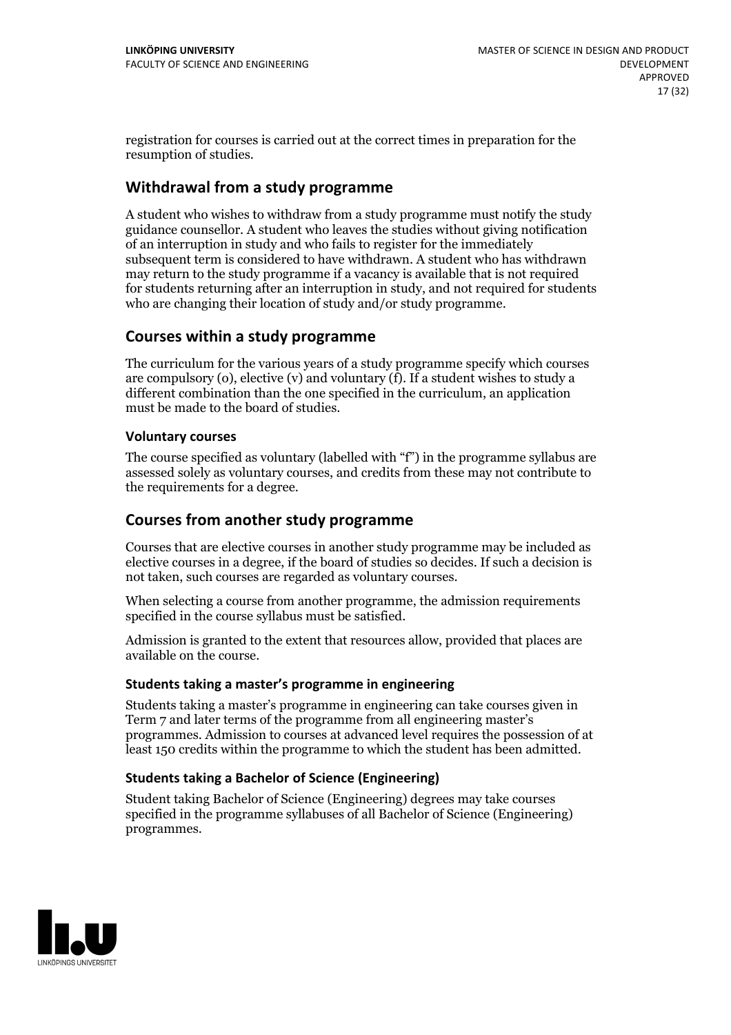registration for courses is carried out at the correct times in preparation for the resumption of studies.

## Withdrawal from a study programme

A student who wishes to withdraw from a study programme must notify the study guidance counsellor. A student who leaves the studies without giving notification of an interruption in study and who fails to register for the immediately subsequent term is considered to have withdrawn. A student who has withdrawn may return to the study programme if a vacancy is available that is not required for students returning after an interruption in study, and not required for students who are changing their location of study and/or study programme.

## Courses within a study programme

The curriculum for the various years of a study programme specify which courses are compulsory (o), elective (v) and voluntary (f). If a student wishes to study a different combination than the one specified in the curriculum, an application must be made to the board of studies.

### Voluntary courses

The course specified as voluntary (labelled with "f") in the programme syllabus are assessed solely as voluntary courses, and credits from these may not contribute to the requirements for a degree.

## Courses from another study programme

Courses that are elective courses in another study programme may be included as elective courses in a degree, if the board of studies so decides. If such a decision is not taken, such courses are regarded as voluntary courses.

When selecting a course from another programme, the admission requirements specified in the course syllabus must be satisfied.

Admission is granted to the extent that resources allow, provided that places are available on the course.

### Students taking a master's programme in engineering

Students taking a master's programme in engineering can take courses given in Term 7 and later terms of the programme from all engineering master's programmes. Admission to courses at advanced level requires the possession of at least 150 credits within the programme to which the student has been admitted.

### Students taking a Bachelor of Science (Engineering)

Student taking Bachelor of Science (Engineering) degrees may take courses specified in the programme syllabuses of all Bachelor of Science (Engineering) programmes.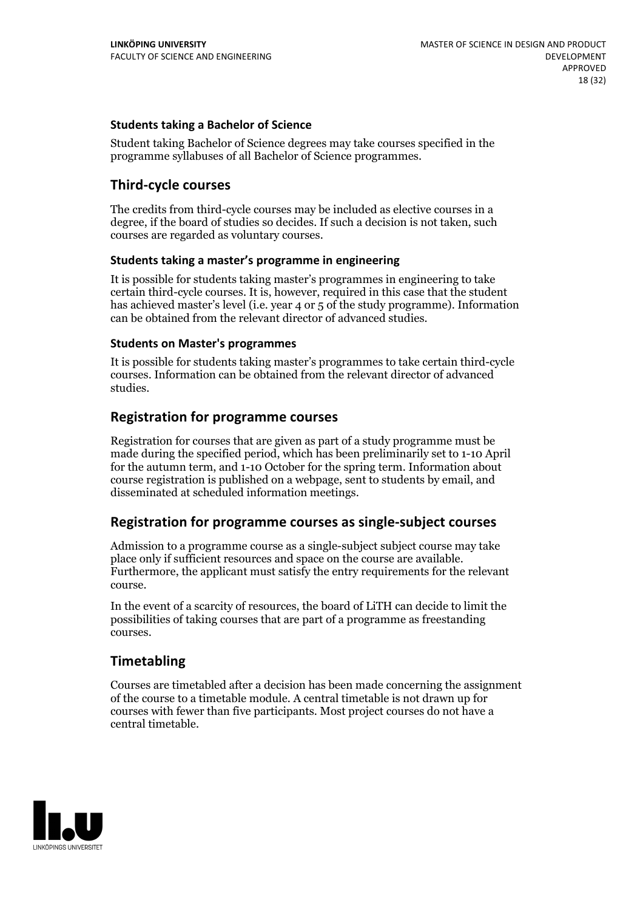#### Students taking a Bachelor of Science

Student taking Bachelor of Science degrees may take courses specified in the programme syllabuses of all Bachelor of Science programmes.

### Third-cycle courses

The credits from third-cycle courses may be included as elective courses in a degree, if the board of studies so decides. If such a decision is not taken, such courses are regarded as voluntary courses.

#### Students taking a master's programme in engineering

It is possible for students taking master's programmes in engineering to take certain third-cycle courses. It is, however, required in this case that the student has achieved master's level (i.e. year 4 or 5 of the study programme). Information can be obtained from the relevant director of advanced studies.

#### Students on Master's programmes

It is possible for students taking master's programmes to take certain third-cycle courses. Information can be obtained from the relevant director of advanced studies.

### Registration for programme courses

Registration for courses that are given as part of a study programme must be made during the specified period, which has been preliminarily set to 1-10 April for the autumn term, and 1-10 October for the spring term. Information about course registration is published on a webpage, sent to students by email, and disseminated at scheduled information meetings.

### Registration for programme courses as single-subject courses

Admission to a programme course as a single-subject subject course may take place only if sufficient resources and space on the course are available. Furthermore, the applicant must satisfy the entry requirements for the relevant course.

In the event of a scarcity of resources, the board of LiTH can decide to limit the possibilities of taking courses that are part of a programme as freestanding courses.

### Timetabling

Courses are timetabled after a decision has been made concerning the assignment of the course to a timetable module. A central timetable is not drawn up for courses with fewer than five participants. Most project courses do not have a central timetable.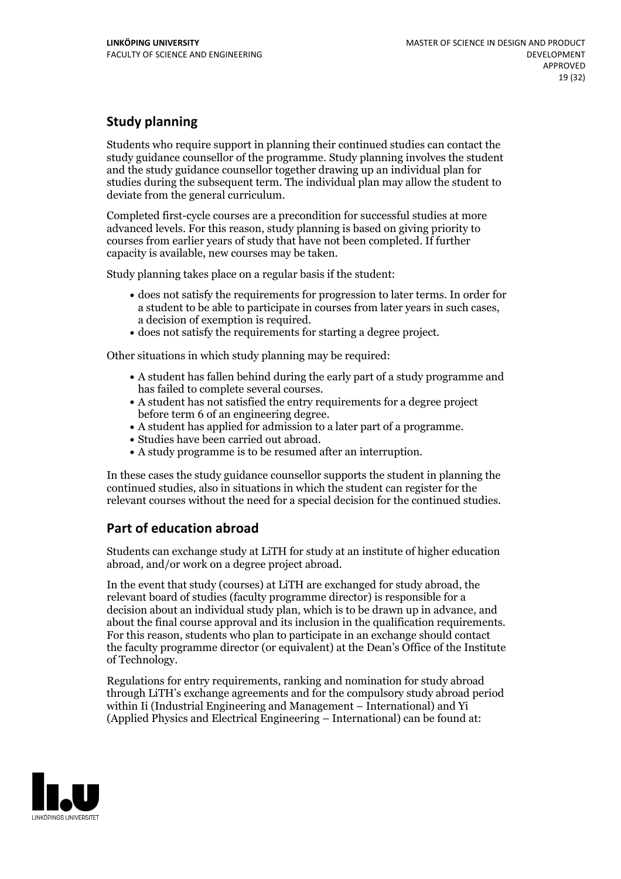## Study planning

Students who require support in planning their continued studies can contact the study guidance counsellor of the programme. Study planning involves the student and the study guidance counsellor together drawing up an individual plan for studies during the subsequent term. The individual plan may allow the student to deviate from the general curriculum.

Completed first-cycle courses are a precondition for successful studies at more advanced levels. For this reason, study planning is based on giving priority to courses from earlier years of study that have not been completed. If further capacity is available, new courses may be taken.

Study planning takes place on a regular basis if the student:

- does not satisfy the requirements for progression to later terms. In order for a student to be able to participate in courses from later years in such cases, a decision of exemption is required.
- does not satisfy the requirements for starting a degree project.

Other situations in which study planning may be required:

- A student has fallen behind during the early part of a study programme and has failed to complete several courses.
- A student has not satisfied the entry requirements for a degree project before term 6 of an engineering degree.
- A student has applied for admission to a later part of a programme.
- Studies have been carried out abroad.
- A study programme is to be resumed after an interruption.

In these cases the study guidance counsellor supports the student in planning the continued studies, also in situations in which the student can register for the relevant courses without the need for a special decision for the continued studies.

## Part of education abroad

Students can exchange study at LiTH for study at an institute of higher education abroad, and/or work on a degree project abroad.

In the event that study (courses) at LiTH are exchanged for study abroad, the relevant board of studies (faculty programme director) is responsible for a decision about an individual study plan, which is to be drawn up in advance, and about the final course approval and its inclusion in the qualification requirements. For this reason, students who plan to participate in an exchange should contact the faculty programme director (or equivalent) at the Dean's Office of the Institute of Technology.

Regulations for entry requirements, ranking and nomination for study abroad through LiTH's exchange agreements and for the compulsory study abroad period within Ii (Industrial Engineering and Management – International) and Yi (Applied Physics and Electrical Engineering – International) can be found at: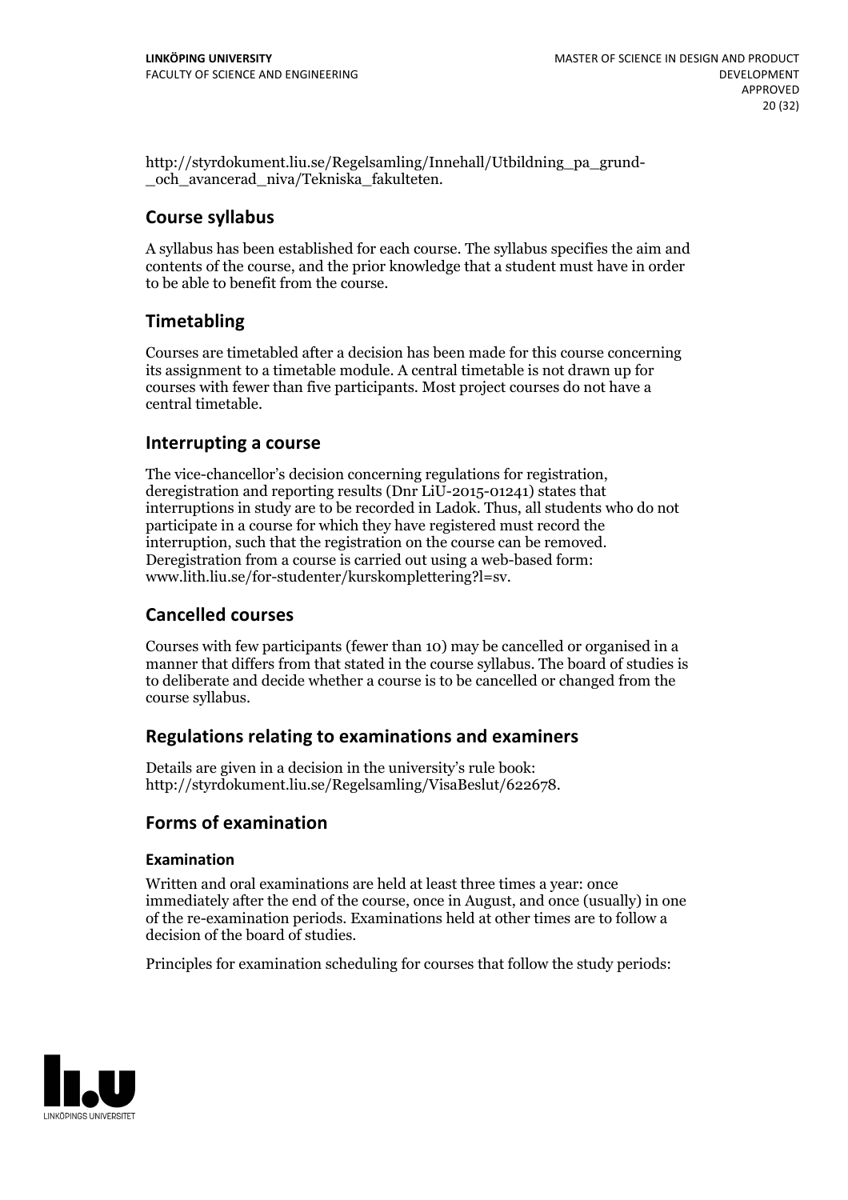http://styrdokument.liu.se/Regelsamling/Innehall/Utbildning_pa_grund-_och_avancerad_niva/Tekniska_fakulteten.

## Course syllabus

A syllabus has been established for each course. The syllabus specifies the aim and contents of the course, and the prior knowledge that a student must have in order to be able to benefit from the course.

## Timetabling

Courses are timetabled after a decision has been made for this course concerning its assignment to a timetable module. A central timetable is not drawn up for courses with fewer than five participants. Most project courses do not have a central timetable.

## Interrupting a course

The vice-chancellor's decision concerning regulations for registration, deregistration and reporting results (Dnr LiU-2015-01241) states that interruptions in study are to be recorded in Ladok. Thus, all students who do not participate in a course for which they have registered must record the interruption, such that the registration on the course can be removed. Deregistration from a course is carried out using a web-based form: www.lith.liu.se/for-studenter/kurskomplettering?l=sv.

## Cancelled courses

Courses with few participants (fewer than 10) may be cancelled or organised in a manner that differs from that stated in the course syllabus. The board of studies is to deliberate and decide whether a course is to be cancelled or changed from the course syllabus.

## Regulations relating to examinations and examiners

Details are given in a decision in the university's rule book: http://styrdokument.liu.se/Regelsamling/VisaBeslut/622678.

## Forms of examination

### Examination

Written and oral examinations are held at least three times a year: once immediately after the end of the course, once in August, and once (usually) in one of the re-examination periods. Examinations held at other times are to follow a decision of the board of studies.

Principles for examination scheduling for courses that follow the study periods: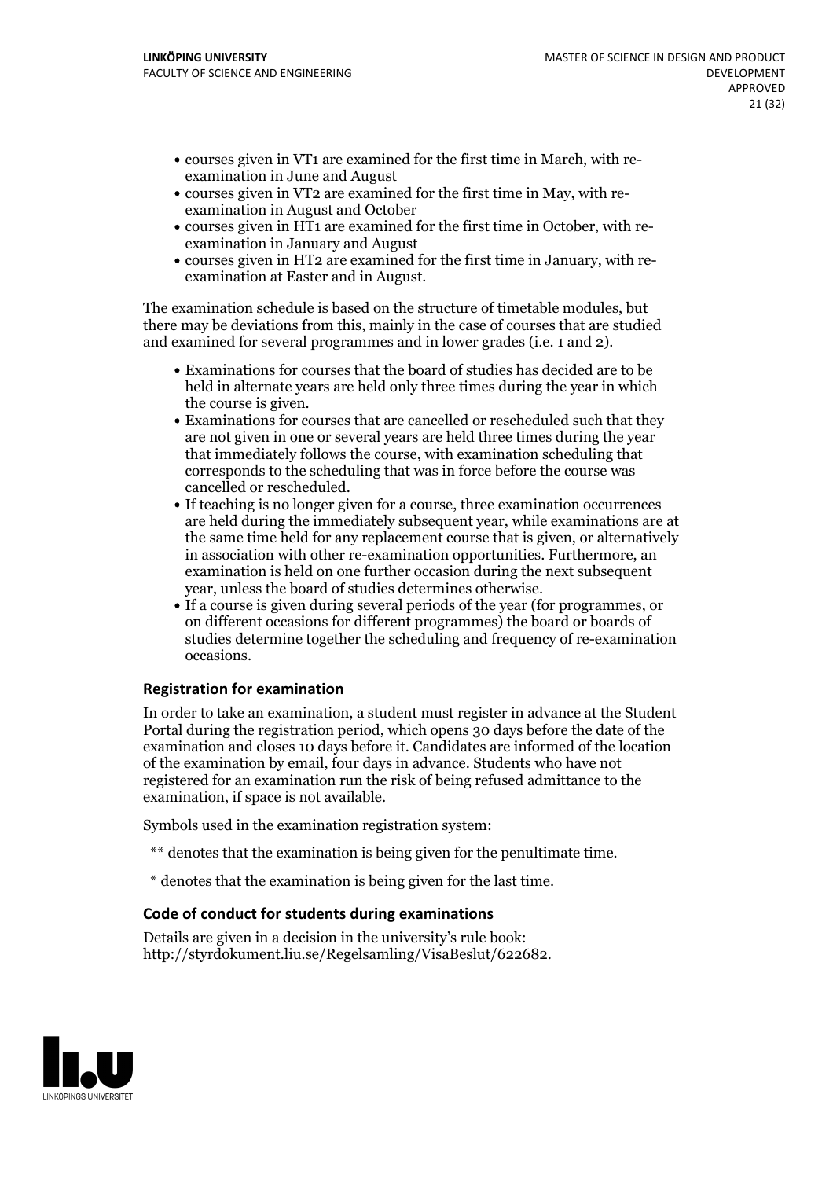- courses given in VT1 are examined for the first time in March, with re-examination in June and August
- courses given in VT2 are examined for the first time in May, with re-examination in August and October
- courses given in HT1 are examined for the first time in October, with re-examination in January and August
- courses given in HT2 are examined for the first time in January, with re-examination at Easter and in August.

The examination schedule is based on the structure of timetable modules, but there may be deviations from this, mainly in the case of courses that are studied and examined for several programmes and in lower grades (i.e. 1 and 2).

- Examinations for courses that the board of studies has decided are to be held in alternate years are held only three times during the year in which the course is given.
- Examinations for courses that are cancelled or rescheduled such that they are not given in one or several years are held three times during the year that immediately follows the course, with examination scheduling that corresponds to the scheduling that was in force before the course was cancelled or rescheduled.
- If teaching is no longer given for a course, three examination occurrences are held during the immediately subsequent year, while examinations are at the same time held for any replacement course that is given, or alternatively in association with other re-examination opportunities. Furthermore, an examination is held on one further occasion during the next subsequent year, unless the board of studies determines otherwise.
- If a course is given during several periods of the year (for programmes, or on different occasions for different programmes) the board or boards of studies determine together the scheduling and frequency of re-examination occasions.

### Registration for examination

In order to take an examination, a student must register in advance at the Student Portal during the registration period, which opens 30 days before the date of the examination and closes 10 days before it. Candidates are informed of the location of the examination by email, four days in advance. Students who have not registered for an examination run the risk of being refused admittance to the examination, if space is not available.

Symbols used in the examination registration system:

** denotes that the examination is being given for the penultimate time.

* denotes that the examination is being given for the last time.

### Code of conduct for students during examinations

Details are given in a decision in the university's rule book: http://styrdokument.liu.se/Regelsamling/VisaBeslut/622682.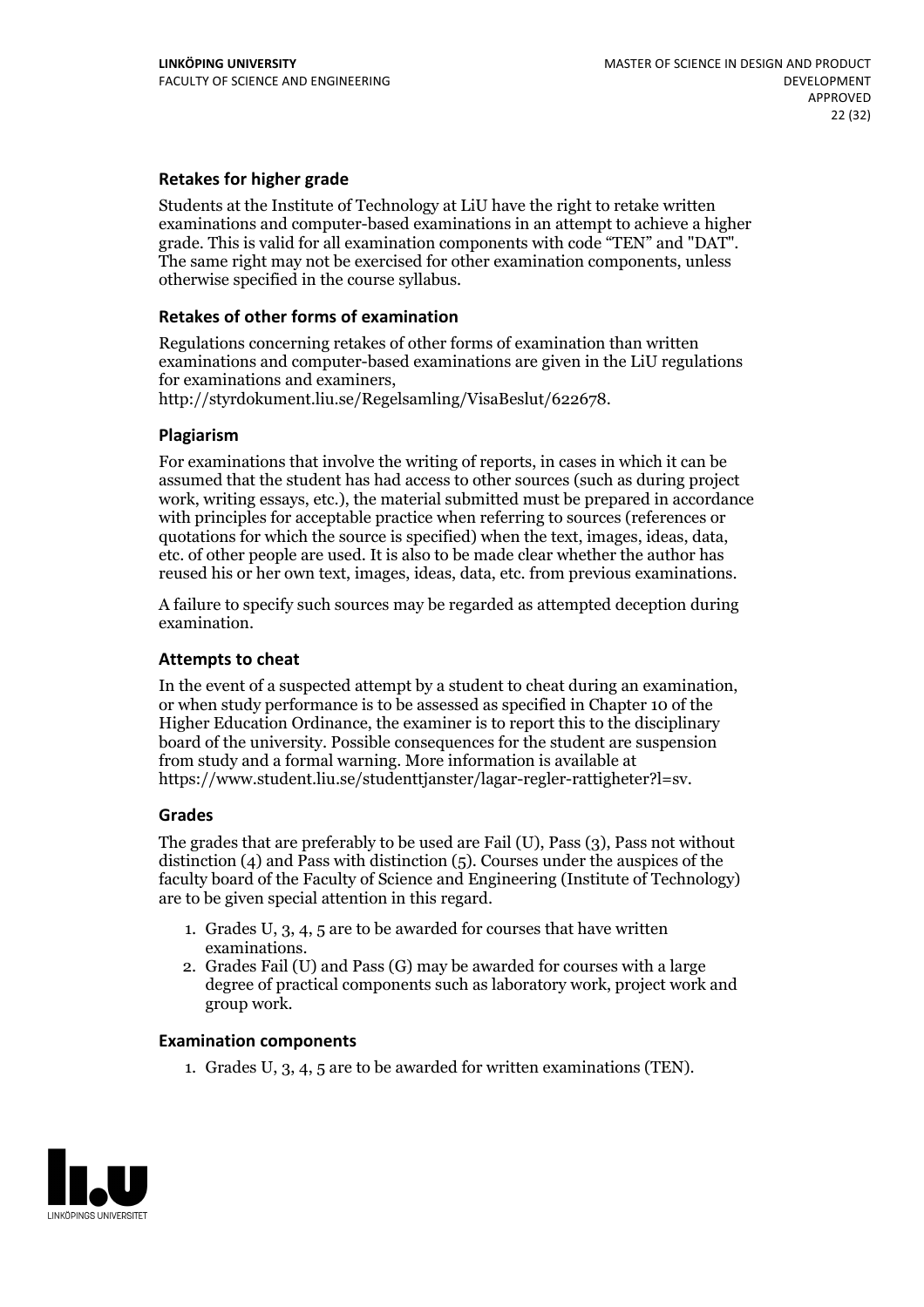### Retakes for higher grade

Students at the Institute of Technology at LiU have the right to retake written examinations and computer-based examinations in an attempt to achieve a higher grade. This is valid for all examination components with code "TEN" and "DAT". The same right may not be exercised for other examination components, unless otherwise specified in the course syllabus.

### Retakes of other forms of examination

Regulations concerning retakes of other forms of examination than written examinations and computer-based examinations are given in the LiU regulations for examinations and examiners, http://styrdokument.liu.se/Regelsamling/VisaBeslut/622678.

### Plagiarism

For examinations that involve the writing of reports, in cases in which it can be assumed that the student has had access to other sources (such as during project work, writing essays, etc.), the material submitted must be prepared in accordance with principles for acceptable practice when referring to sources (references or quotations for which the source is specified) when the text, images, ideas, data, etc. of other people are used. It is also to be made clear whether the author has reused his or her own text, images, ideas, data, etc. from previous examinations.

A failure to specify such sources may be regarded as attempted deception during examination.

### Attempts to cheat

In the event of a suspected attempt by a student to cheat during an examination, or when study performance is to be assessed as specified in Chapter 10 of the Higher Education Ordinance, the examiner is to report this to the disciplinary board of the university. Possible consequences for the student are suspension from study and a formal warning. More information is available at https://www.student.liu.se/studenttjanster/lagar-regler-rattigheter?l=sv.

### Grades

The grades that are preferably to be used are Fail (U), Pass (3), Pass not without distinction (4) and Pass with distinction (5). Courses under the auspices of the faculty board of the Faculty of Science and Engineering (Institute of Technology) are to be given special attention in this regard.

1. Grades U, 3, 4, 5 are to be awarded for courses that have written examinations.
2. Grades Fail (U) and Pass (G) may be awarded for courses with a large degree of practical components such as laboratory work, project work and group work.

### Examination components

1. Grades U, 3, 4, 5 are to be awarded for written examinations (TEN).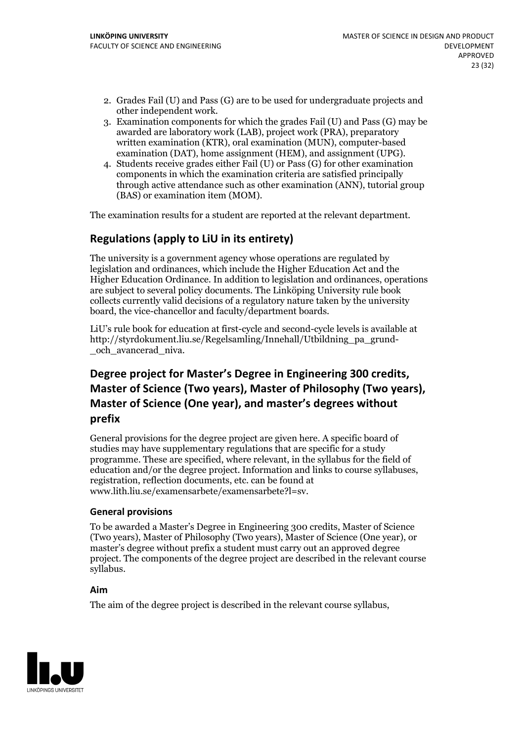2. Grades Fail (U) and Pass (G) are to be used for undergraduate projects and other independent work.
3. Examination components for which the grades Fail (U) and Pass (G) may be awarded are laboratory work (LAB), project work (PRA), preparatory written examination (KTR), oral examination (MUN), computer-based examination (DAT), home assignment (HEM), and assignment (UPG).
4. Students receive grades either Fail (U) or Pass (G) for other examination components in which the examination criteria are satisfied principally through active attendance such as other examination (ANN), tutorial group (BAS) or examination item (MOM).

The examination results for a student are reported at the relevant department.

## Regulations (apply to LiU in its entirety)

The university is a government agency whose operations are regulated by legislation and ordinances, which include the Higher Education Act and the Higher Education Ordinance. In addition to legislation and ordinances, operations are subject to several policy documents. The Linköping University rule book collects currently valid decisions of a regulatory nature taken by the university board, the vice-chancellor and faculty/department boards.

LiU's rule book for education at first-cycle and second-cycle levels is available at http://styrdokument.liu.se/Regelsamling/Innehall/Utbildning_pa_grund-_och_avancerad_niva.

## Degree project for Master's Degree in Engineering 300 credits, Master of Science (Two years), Master of Philosophy (Two years), Master of Science (One year), and master's degrees without prefix

General provisions for the degree project are given here. A specific board of studies may have supplementary regulations that are specific for a study programme. These are specified, where relevant, in the syllabus for the field of education and/or the degree project. Information and links to course syllabuses, registration, reflection documents, etc. can be found at www.lith.liu.se/examensarbete/examensarbete?l=sv.

### General provisions

To be awarded a Master's Degree in Engineering 300 credits, Master of Science (Two years), Master of Philosophy (Two years), Master of Science (One year), or master's degree without prefix a student must carry out an approved degree project. The components of the degree project are described in the relevant course syllabus.

### Aim

The aim of the degree project is described in the relevant course syllabus,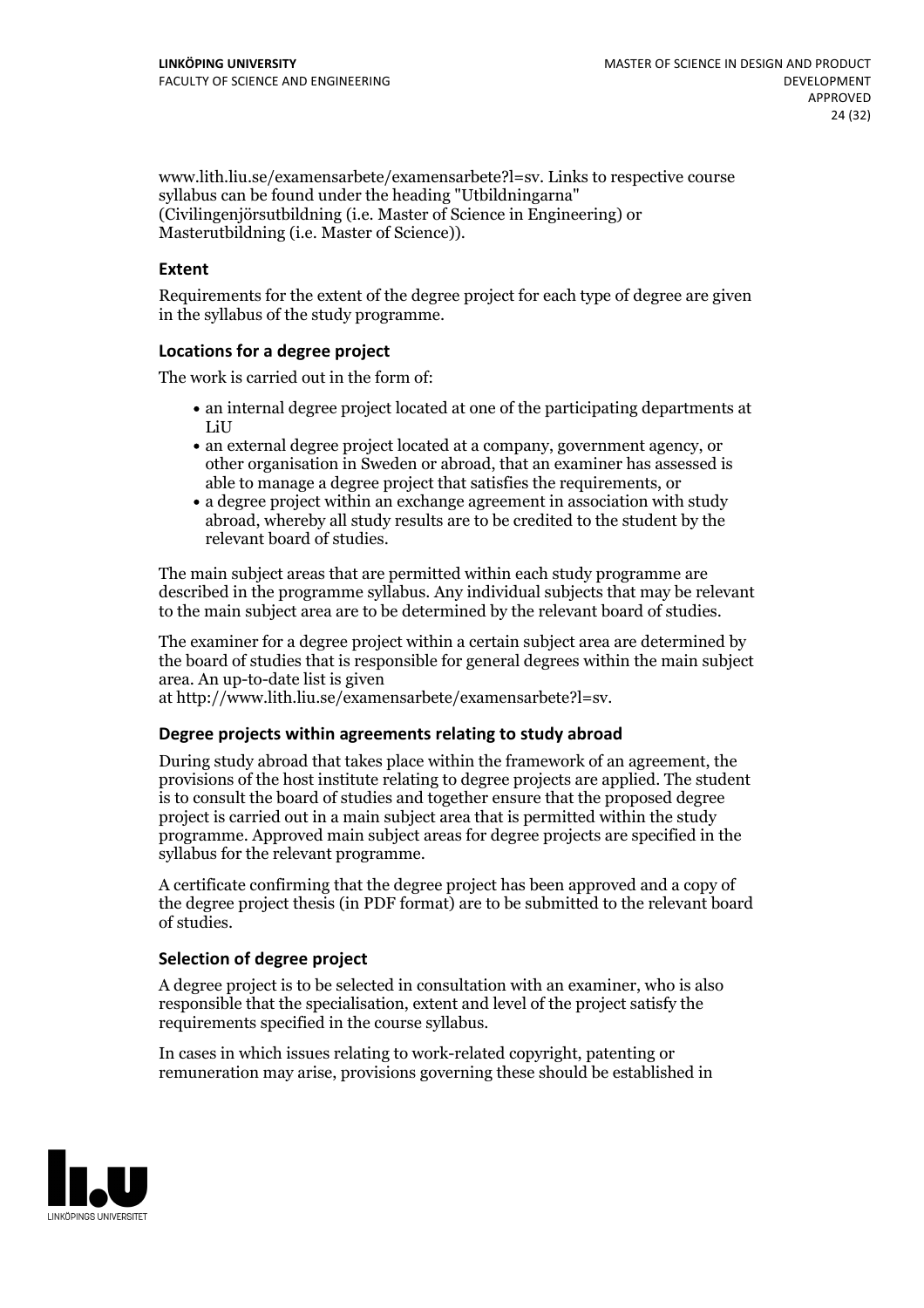www.lith.liu.se/examensarbete/examensarbete?l=sv. Links to respective course syllabus can be found under the heading "Utbildningarna" (Civilingenjörsutbildning (i.e. Master of Science in Engineering) or Masterutbildning (i.e. Master of Science)).

### Extent

Requirements for the extent of the degree project for each type of degree are given in the syllabus of the study programme.

### Locations for a degree project

The work is carried out in the form of:

- an internal degree project located at one of the participating departments at LiU
- an external degree project located at a company, government agency, or other organisation in Sweden or abroad, that an examiner has assessed is able to manage a degree project that satisfies the requirements, or
- a degree project within an exchange agreement in association with study abroad, whereby all study results are to be credited to the student by the relevant board of studies.

The main subject areas that are permitted within each study programme are described in the programme syllabus. Any individual subjects that may be relevant to the main subject area are to be determined by the relevant board of studies.

The examiner for a degree project within a certain subject area are determined by the board of studies that is responsible for general degrees within the main subject area. An up-to-date list is given at http://www.lith.liu.se/examensarbete/examensarbete?l=sv.

### Degree projects within agreements relating to study abroad

During study abroad that takes place within the framework of an agreement, the provisions of the host institute relating to degree projects are applied. The student is to consult the board of studies and together ensure that the proposed degree project is carried out in a main subject area that is permitted within the study programme. Approved main subject areas for degree projects are specified in the syllabus for the relevant programme.

A certificate confirming that the degree project has been approved and a copy of the degree project thesis (in PDF format) are to be submitted to the relevant board of studies.

### Selection of degree project

A degree project is to be selected in consultation with an examiner, who is also responsible that the specialisation, extent and level of the project satisfy the requirements specified in the course syllabus.

In cases in which issues relating to work-related copyright, patenting or remuneration may arise, provisions governing these should be established in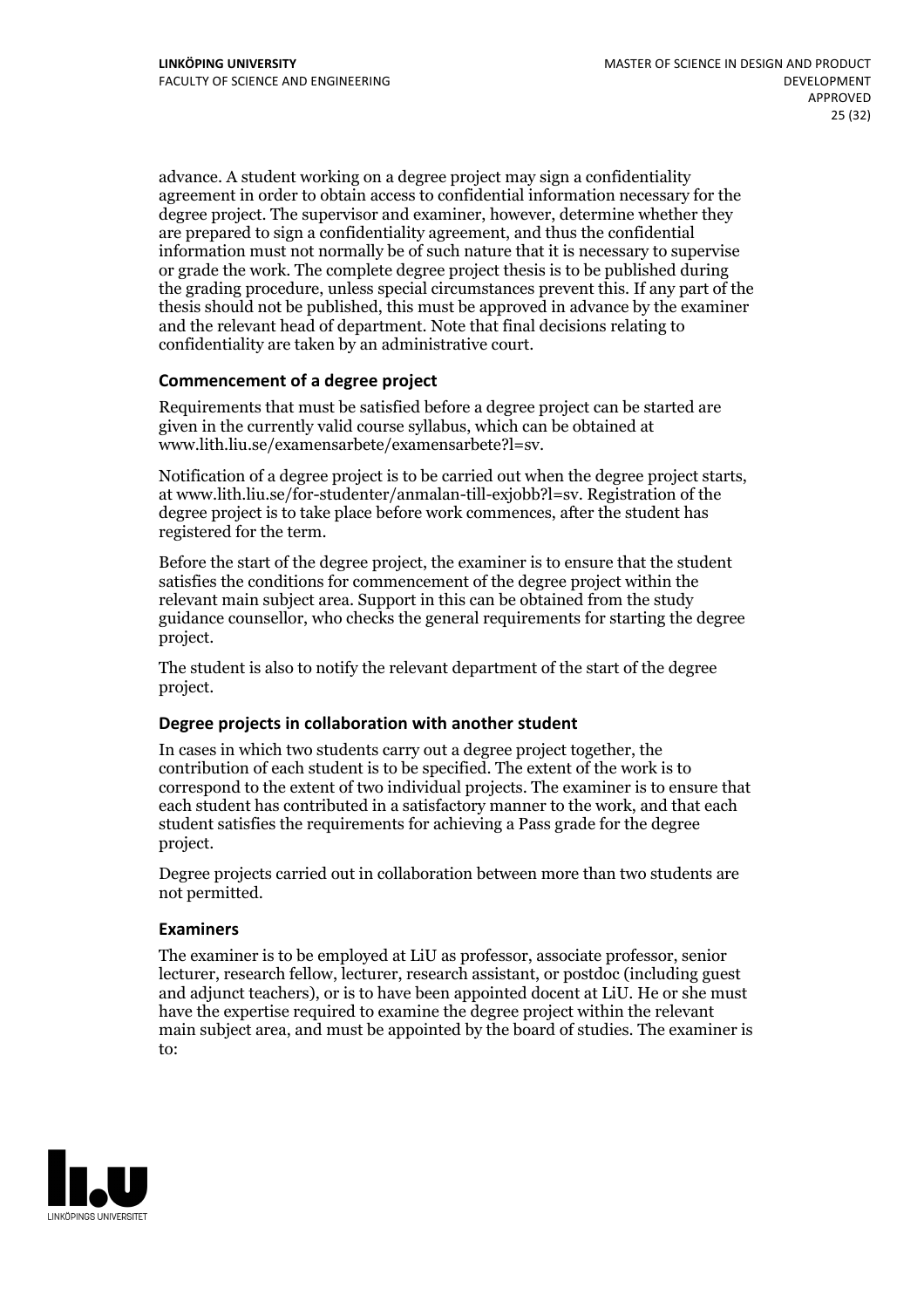advance. A student working on a degree project may sign a confidentiality agreement in order to obtain access to confidential information necessary for the degree project. The supervisor and examiner, however, determine whether they are prepared to sign a confidentiality agreement, and thus the confidential information must not normally be of such nature that it is necessary to supervise or grade the work. The complete degree project thesis is to be published during the grading procedure, unless special circumstances prevent this. If any part of the thesis should not be published, this must be approved in advance by the examiner and the relevant head of department. Note that final decisions relating to confidentiality are taken by an administrative court.

### Commencement of a degree project

Requirements that must be satisfied before a degree project can be started are given in the currently valid course syllabus, which can be obtained at www.lith.liu.se/examensarbete/examensarbete?l=sv.

Notification of a degree project is to be carried out when the degree project starts, at www.lith.liu.se/for-studenter/anmalan-till-exjobb?l=sv. Registration of the degree project is to take place before work commences, after the student has registered for the term.

Before the start of the degree project, the examiner is to ensure that the student satisfies the conditions for commencement of the degree project within the relevant main subject area. Support in this can be obtained from the study guidance counsellor, who checks the general requirements for starting the degree project.

The student is also to notify the relevant department of the start of the degree project.

### Degree projects in collaboration with another student

In cases in which two students carry out a degree project together, the contribution of each student is to be specified. The extent of the work is to correspond to the extent of two individual projects. The examiner is to ensure that each student has contributed in a satisfactory manner to the work, and that each student satisfies the requirements for achieving a Pass grade for the degree project.

Degree projects carried out in collaboration between more than two students are not permitted.

### Examiners

The examiner is to be employed at LiU as professor, associate professor, senior lecturer, research fellow, lecturer, research assistant, or postdoc (including guest and adjunct teachers), or is to have been appointed docent at LiU. He or she must have the expertise required to examine the degree project within the relevant main subject area, and must be appointed by the board of studies. The examiner is to: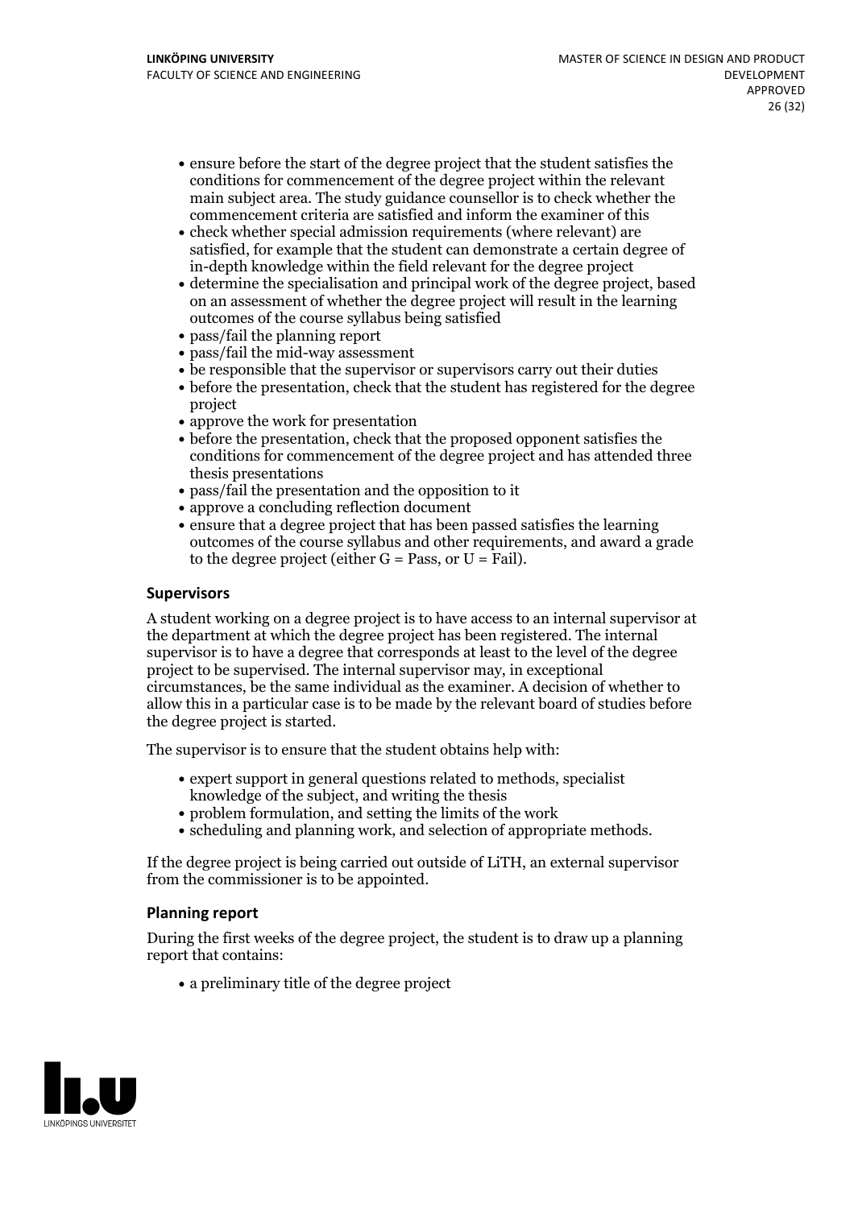- ensure before the start of the degree project that the student satisfies the conditions for commencement of the degree project within the relevant main subject area. The study guidance counsellor is to check whether the commencement criteria are satisfied and inform the examiner of this
- check whether special admission requirements (where relevant) are satisfied, for example that the student can demonstrate a certain degree of in-depth knowledge within the field relevant for the degree project
- determine the specialisation and principal work of the degree project, based on an assessment of whether the degree project will result in the learning outcomes of the course syllabus being satisfied
- pass/fail the planning report
- pass/fail the mid-way assessment
- be responsible that the supervisor or supervisors carry out their duties
- before the presentation, check that the student has registered for the degree project
- approve the work for presentation
- before the presentation, check that the proposed opponent satisfies the conditions for commencement of the degree project and has attended three thesis presentations
- pass/fail the presentation and the opposition to it
- approve a concluding reflection document
- ensure that a degree project that has been passed satisfies the learning outcomes of the course syllabus and other requirements, and award a grade to the degree project (either G = Pass, or U = Fail).

### Supervisors

A student working on a degree project is to have access to an internal supervisor at the department at which the degree project has been registered. The internal supervisor is to have a degree that corresponds at least to the level of the degree project to be supervised. The internal supervisor may, in exceptional circumstances, be the same individual as the examiner. A decision of whether to allow this in a particular case is to be made by the relevant board of studies before the degree project is started.

The supervisor is to ensure that the student obtains help with:

- expert support in general questions related to methods, specialist knowledge of the subject, and writing the thesis
- problem formulation, and setting the limits of the work
- scheduling and planning work, and selection of appropriate methods.

If the degree project is being carried out outside of LiTH, an external supervisor from the commissioner is to be appointed.

### Planning report

During the first weeks of the degree project, the student is to draw up a planning report that contains:

- a preliminary title of the degree project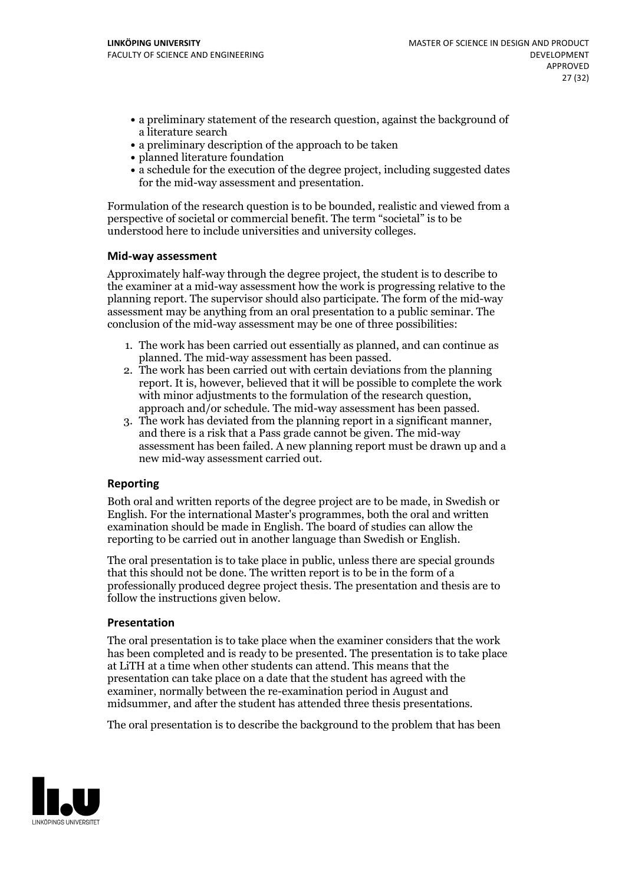- a preliminary statement of the research question, against the background of a literature search
- a preliminary description of the approach to be taken
- planned literature foundation
- a schedule for the execution of the degree project, including suggested dates for the mid-way assessment and presentation.

Formulation of the research question is to be bounded, realistic and viewed from a perspective of societal or commercial benefit. The term "societal" is to be understood here to include universities and university colleges.

### Mid-way assessment

Approximately half-way through the degree project, the student is to describe to the examiner at a mid-way assessment how the work is progressing relative to the planning report. The supervisor should also participate. The form of the mid-way assessment may be anything from an oral presentation to a public seminar. The conclusion of the mid-way assessment may be one of three possibilities:

1. The work has been carried out essentially as planned, and can continue as planned. The mid-way assessment has been passed.
2. The work has been carried out with certain deviations from the planning report. It is, however, believed that it will be possible to complete the work with minor adjustments to the formulation of the research question, approach and/or schedule. The mid-way assessment has been passed.
3. The work has deviated from the planning report in a significant manner, and there is a risk that a Pass grade cannot be given. The mid-way assessment has been failed. A new planning report must be drawn up and a new mid-way assessment carried out.

### Reporting

Both oral and written reports of the degree project are to be made, in Swedish or English. For the international Master's programmes, both the oral and written examination should be made in English. The board of studies can allow the reporting to be carried out in another language than Swedish or English.

The oral presentation is to take place in public, unless there are special grounds that this should not be done. The written report is to be in the form of a professionally produced degree project thesis. The presentation and thesis are to follow the instructions given below.

### Presentation

The oral presentation is to take place when the examiner considers that the work has been completed and is ready to be presented. The presentation is to take place at LiTH at a time when other students can attend. This means that the presentation can take place on a date that the student has agreed with the examiner, normally between the re-examination period in August and midsummer, and after the student has attended three thesis presentations.

The oral presentation is to describe the background to the problem that has been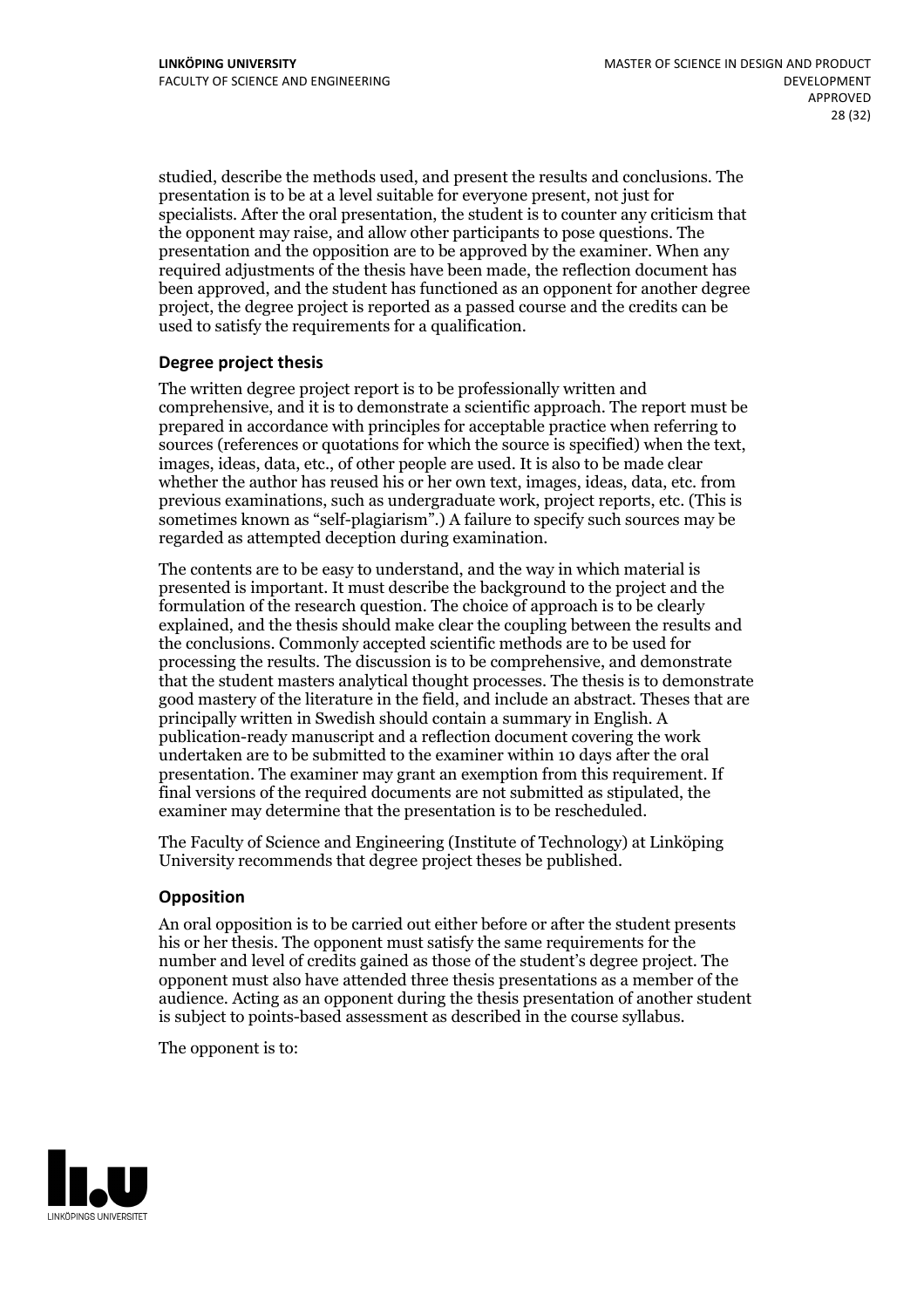studied, describe the methods used, and present the results and conclusions. The presentation is to be at a level suitable for everyone present, not just for specialists. After the oral presentation, the student is to counter any criticism that the opponent may raise, and allow other participants to pose questions. The presentation and the opposition are to be approved by the examiner. When any required adjustments of the thesis have been made, the reflection document has been approved, and the student has functioned as an opponent for another degree project, the degree project is reported as a passed course and the credits can be used to satisfy the requirements for a qualification.

### Degree project thesis

The written degree project report is to be professionally written and comprehensive, and it is to demonstrate a scientific approach. The report must be prepared in accordance with principles for acceptable practice when referring to sources (references or quotations for which the source is specified) when the text, images, ideas, data, etc., of other people are used. It is also to be made clear whether the author has reused his or her own text, images, ideas, data, etc. from previous examinations, such as undergraduate work, project reports, etc. (This is sometimes known as "self-plagiarism".) A failure to specify such sources may be regarded as attempted deception during examination.

The contents are to be easy to understand, and the way in which material is presented is important. It must describe the background to the project and the formulation of the research question. The choice of approach is to be clearly explained, and the thesis should make clear the coupling between the results and the conclusions. Commonly accepted scientific methods are to be used for processing the results. The discussion is to be comprehensive, and demonstrate that the student masters analytical thought processes. The thesis is to demonstrate good mastery of the literature in the field, and include an abstract. Theses that are principally written in Swedish should contain a summary in English. A publication-ready manuscript and a reflection document covering the work undertaken are to be submitted to the examiner within 10 days after the oral presentation. The examiner may grant an exemption from this requirement. If final versions of the required documents are not submitted as stipulated, the examiner may determine that the presentation is to be rescheduled.

The Faculty of Science and Engineering (Institute of Technology) at Linköping University recommends that degree project theses be published.

### Opposition

An oral opposition is to be carried out either before or after the student presents his or her thesis. The opponent must satisfy the same requirements for the number and level of credits gained as those of the student's degree project. The opponent must also have attended three thesis presentations as a member of the audience. Acting as an opponent during the thesis presentation of another student is subject to points-based assessment as described in the course syllabus.

The opponent is to: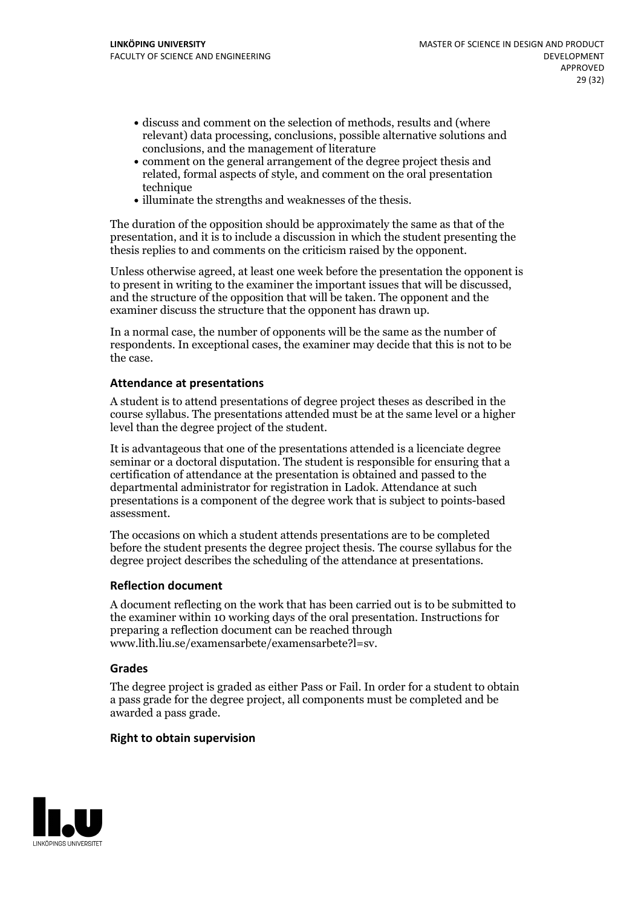- discuss and comment on the selection of methods, results and (where relevant) data processing, conclusions, possible alternative solutions and conclusions, and the management of literature
- comment on the general arrangement of the degree project thesis and related, formal aspects of style, and comment on the oral presentation technique
- illuminate the strengths and weaknesses of the thesis.

The duration of the opposition should be approximately the same as that of the presentation, and it is to include a discussion in which the student presenting the thesis replies to and comments on the criticism raised by the opponent.

Unless otherwise agreed, at least one week before the presentation the opponent is to present in writing to the examiner the important issues that will be discussed, and the structure of the opposition that will be taken. The opponent and the examiner discuss the structure that the opponent has drawn up.

In a normal case, the number of opponents will be the same as the number of respondents. In exceptional cases, the examiner may decide that this is not to be the case.

### Attendance at presentations

A student is to attend presentations of degree project theses as described in the course syllabus. The presentations attended must be at the same level or a higher level than the degree project of the student.

It is advantageous that one of the presentations attended is a licenciate degree seminar or a doctoral disputation. The student is responsible for ensuring that a certification of attendance at the presentation is obtained and passed to the departmental administrator for registration in Ladok. Attendance at such presentations is a component of the degree work that is subject to points-based assessment.

The occasions on which a student attends presentations are to be completed before the student presents the degree project thesis. The course syllabus for the degree project describes the scheduling of the attendance at presentations.

### Reflection document

A document reflecting on the work that has been carried out is to be submitted to the examiner within 10 working days of the oral presentation. Instructions for preparing a reflection document can be reached through www.lith.liu.se/examensarbete/examensarbete?l=sv.

### Grades

The degree project is graded as either Pass or Fail. In order for a student to obtain a pass grade for the degree project, all components must be completed and be awarded a pass grade.

### Right to obtain supervision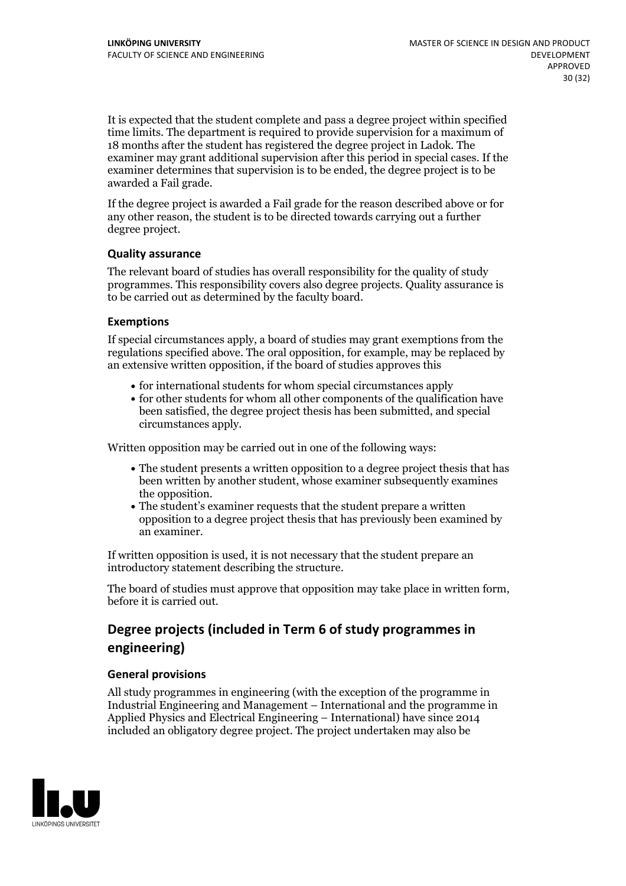It is expected that the student complete and pass a degree project within specified time limits. The department is required to provide supervision for a maximum of 18 months after the student has registered the degree project in Ladok. The examiner may grant additional supervision after this period in special cases. If the examiner determines that supervision is to be ended, the degree project is to be awarded a Fail grade.

If the degree project is awarded a Fail grade for the reason described above or for any other reason, the student is to be directed towards carrying out a further degree project.

### Quality assurance

The relevant board of studies has overall responsibility for the quality of study programmes. This responsibility covers also degree projects. Quality assurance is to be carried out as determined by the faculty board.

### Exemptions

If special circumstances apply, a board of studies may grant exemptions from the regulations specified above. The oral opposition, for example, may be replaced by an extensive written opposition, if the board of studies approves this

- for international students for whom special circumstances apply
- for other students for whom all other components of the qualification have been satisfied, the degree project thesis has been submitted, and special circumstances apply.

Written opposition may be carried out in one of the following ways:

- The student presents a written opposition to a degree project thesis that has been written by another student, whose examiner subsequently examines the opposition.
- The student's examiner requests that the student prepare a written opposition to a degree project thesis that has previously been examined by an examiner.

If written opposition is used, it is not necessary that the student prepare an introductory statement describing the structure.

The board of studies must approve that opposition may take place in written form, before it is carried out.

## Degree projects (included in Term 6 of study programmes in engineering)

### General provisions

All study programmes in engineering (with the exception of the programme in Industrial Engineering and Management – International and the programme in Applied Physics and Electrical Engineering – International) have since 2014 included an obligatory degree project. The project undertaken may also be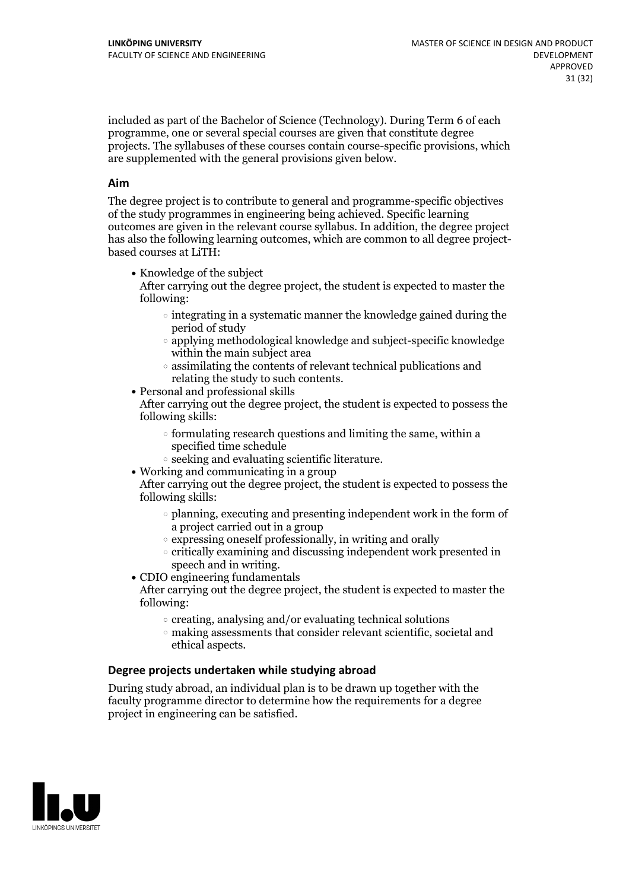included as part of the Bachelor of Science (Technology). During Term 6 of each programme, one or several special courses are given that constitute degree projects. The syllabuses of these courses contain course-specific provisions, which are supplemented with the general provisions given below.

### Aim

The degree project is to contribute to general and programme-specific objectives of the study programmes in engineering being achieved. Specific learning outcomes are given in the relevant course syllabus. In addition, the degree project has also the following learning outcomes, which are common to all degree project-based courses at LiTH:

- Knowledge of the subject
  After carrying out the degree project, the student is expected to master the following:
  - integrating in a systematic manner the knowledge gained during the period of study
  - applying methodological knowledge and subject-specific knowledge within the main subject area
  - assimilating the contents of relevant technical publications and relating the study to such contents.
- Personal and professional skills
  After carrying out the degree project, the student is expected to possess the following skills:
  - formulating research questions and limiting the same, within a specified time schedule
  - seeking and evaluating scientific literature.
- Working and communicating in a group
  After carrying out the degree project, the student is expected to possess the following skills:
  - planning, executing and presenting independent work in the form of a project carried out in a group
  - expressing oneself professionally, in writing and orally
  - critically examining and discussing independent work presented in speech and in writing.
- CDIO engineering fundamentals
  After carrying out the degree project, the student is expected to master the following:
  - creating, analysing and/or evaluating technical solutions
  - making assessments that consider relevant scientific, societal and ethical aspects.

### Degree projects undertaken while studying abroad

During study abroad, an individual plan is to be drawn up together with the faculty programme director to determine how the requirements for a degree project in engineering can be satisfied.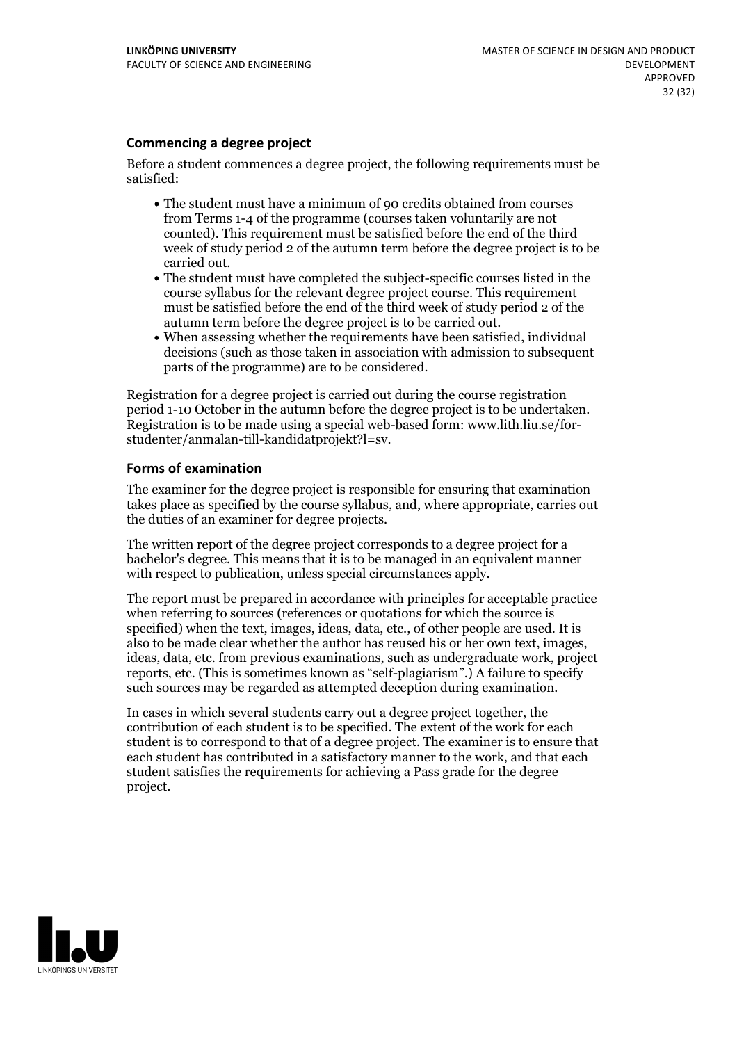### Commencing a degree project

Before a student commences a degree project, the following requirements must be satisfied:

- The student must have a minimum of 90 credits obtained from courses from Terms 1-4 of the programme (courses taken voluntarily are not counted). This requirement must be satisfied before the end of the third week of study period 2 of the autumn term before the degree project is to be carried out.
- The student must have completed the subject-specific courses listed in the course syllabus for the relevant degree project course. This requirement must be satisfied before the end of the third week of study period 2 of the autumn term before the degree project is to be carried out.
- When assessing whether the requirements have been satisfied, individual decisions (such as those taken in association with admission to subsequent parts of the programme) are to be considered.

Registration for a degree project is carried out during the course registration period 1-10 October in the autumn before the degree project is to be undertaken. Registration is to be made using a special web-based form: www.lith.liu.se/for-studenter/anmalan-till-kandidatprojekt?l=sv.

### Forms of examination

The examiner for the degree project is responsible for ensuring that examination takes place as specified by the course syllabus, and, where appropriate, carries out the duties of an examiner for degree projects.

The written report of the degree project corresponds to a degree project for a bachelor's degree. This means that it is to be managed in an equivalent manner with respect to publication, unless special circumstances apply.

The report must be prepared in accordance with principles for acceptable practice when referring to sources (references or quotations for which the source is specified) when the text, images, ideas, data, etc., of other people are used. It is also to be made clear whether the author has reused his or her own text, images, ideas, data, etc. from previous examinations, such as undergraduate work, project reports, etc. (This is sometimes known as "self-plagiarism".) A failure to specify such sources may be regarded as attempted deception during examination.

In cases in which several students carry out a degree project together, the contribution of each student is to be specified. The extent of the work for each student is to correspond to that of a degree project. The examiner is to ensure that each student has contributed in a satisfactory manner to the work, and that each student satisfies the requirements for achieving a Pass grade for the degree project.